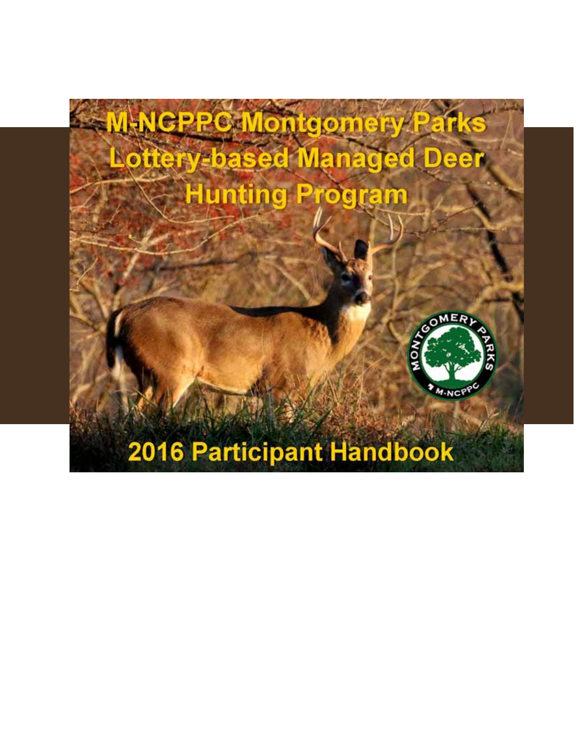# M-NCPPC Montgomery Parks Lottery-based Managed Deer Hunting Program

MONTGOMERY PARKS M-NCPPC

## 2016 Participant Handbook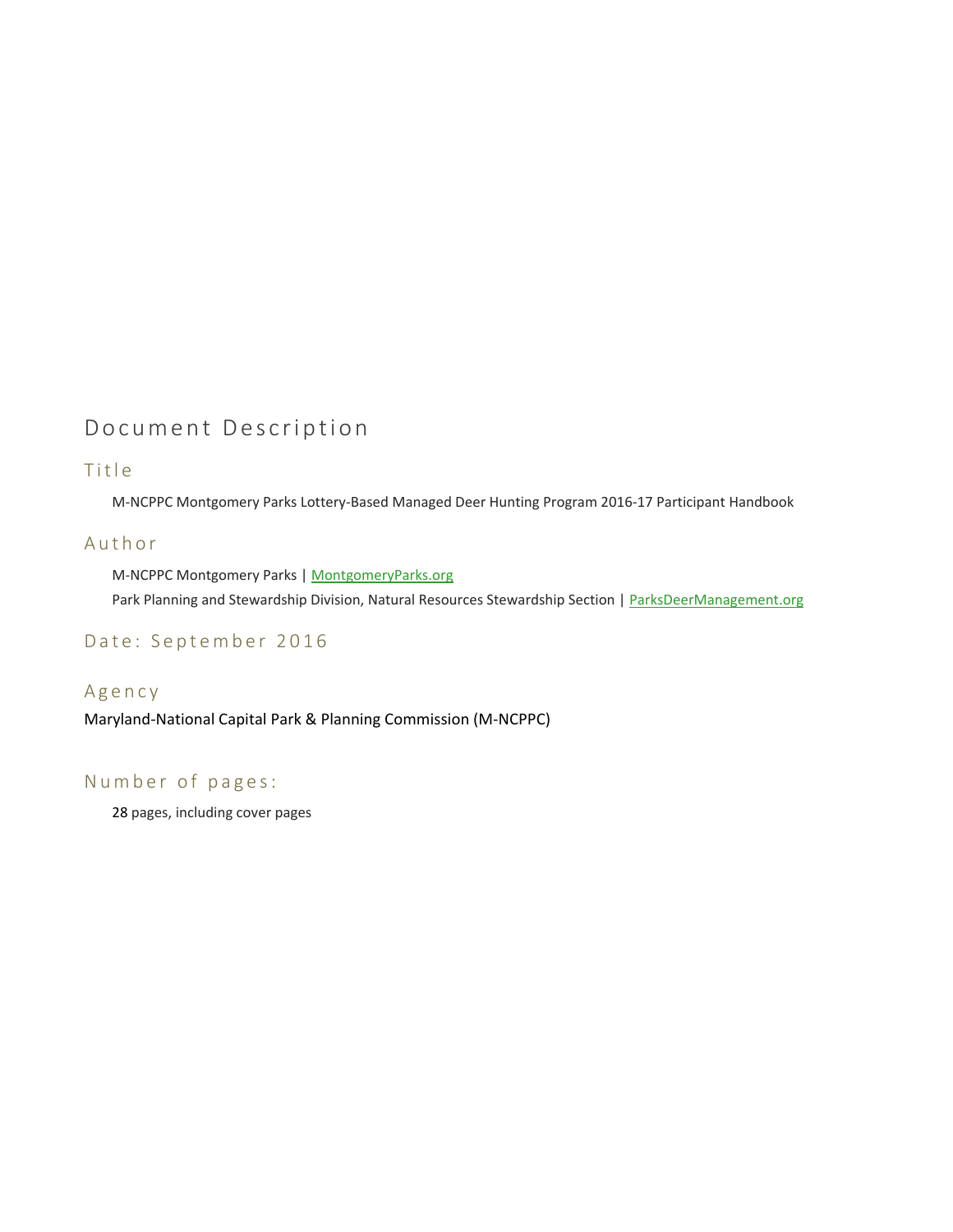# Document Description

## Title

M-NCPPC Montgomery Parks Lottery-Based Managed Deer Hunting Program 2016-17 Participant Handbook

## Author

M-NCPPC Montgomery Parks | MontgomeryParks.org

Park Planning and Stewardship Division, Natural Resources Stewardship Section | ParksDeerManagement.org

## Date: September 2016

## Agency

Maryland-National Capital Park & Planning Commission (M-NCPPC)

## Number of pages:

28 pages, including cover pages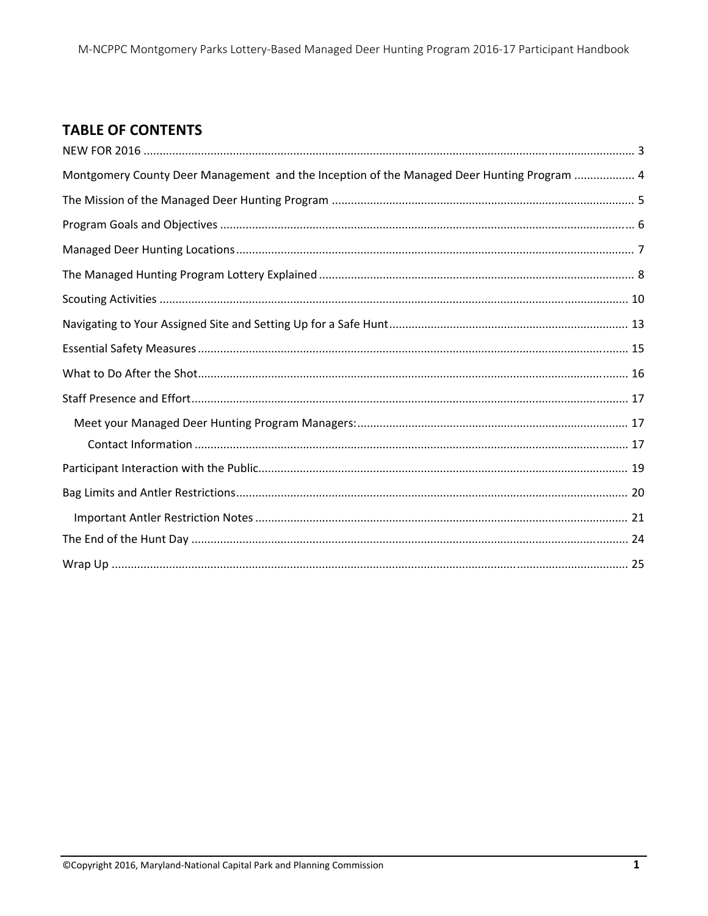## TABLE OF CONTENTS

NEW FOR 2016 .......................................................................................................................................... 3

Montgomery County Deer Management and the Inception of the Managed Deer Hunting Program .................. 4

The Mission of the Managed Deer Hunting Program .............................................................................................. 5

Program Goals and Objectives ................................................................................................................................ 6

Managed Deer Hunting Locations ........................................................................................................................... 7

The Managed Hunting Program Lottery Explained .................................................................................................. 8

Scouting Activities ................................................................................................................................................. 10

Navigating to Your Assigned Site and Setting Up for a Safe Hunt .......................................................................... 13

Essential Safety Measures ..................................................................................................................................... 15

What to Do After the Shot ..................................................................................................................................... 16

Staff Presence and Effort ....................................................................................................................................... 17

- Meet your Managed Deer Hunting Program Managers: .................................................................................... 17
  - Contact Information ...................................................................................................................................... 17

Participant Interaction with the Public ................................................................................................................... 19

Bag Limits and Antler Restrictions .......................................................................................................................... 20

- Important Antler Restriction Notes .................................................................................................................... 21

The End of the Hunt Day ....................................................................................................................................... 24

Wrap Up ................................................................................................................................................................ 25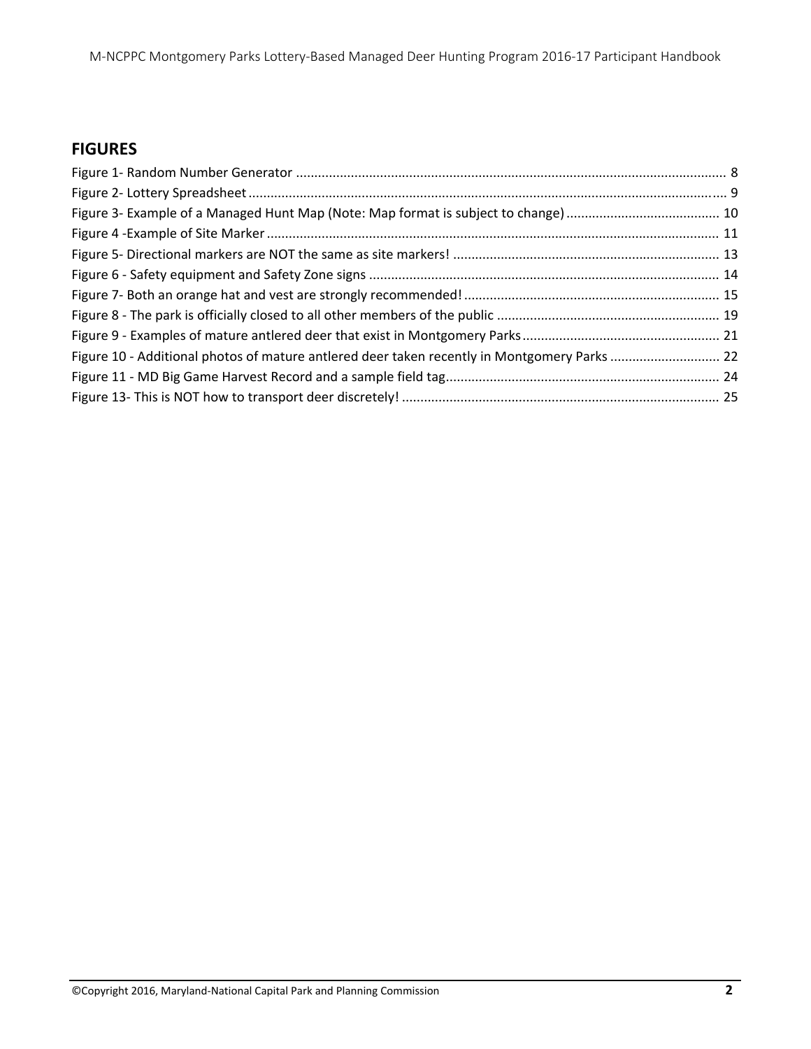## FIGURES

Figure 1- Random Number Generator ........................................................................................................ 8
Figure 2- Lottery Spreadsheet ...................................................................................................................... 9
Figure 3- Example of a Managed Hunt Map (Note: Map format is subject to change) .......................................... 10
Figure 4 -Example of Site Marker ............................................................................................................... 11
Figure 5- Directional markers are NOT the same as site markers! ......................................................................... 13
Figure 6 - Safety equipment and Safety Zone signs ............................................................................................ 14
Figure 7- Both an orange hat and vest are strongly recommended! ........................................................................ 15
Figure 8 - The park is officially closed to all other members of the public ............................................................. 19
Figure 9 - Examples of mature antlered deer that exist in Montgomery Parks ....................................................... 21
Figure 10 - Additional photos of mature antlered deer taken recently in Montgomery Parks .............................. 22
Figure 11 - MD Big Game Harvest Record and a sample field tag........................................................................... 24
Figure 13- This is NOT how to transport deer discretely! ....................................................................................... 25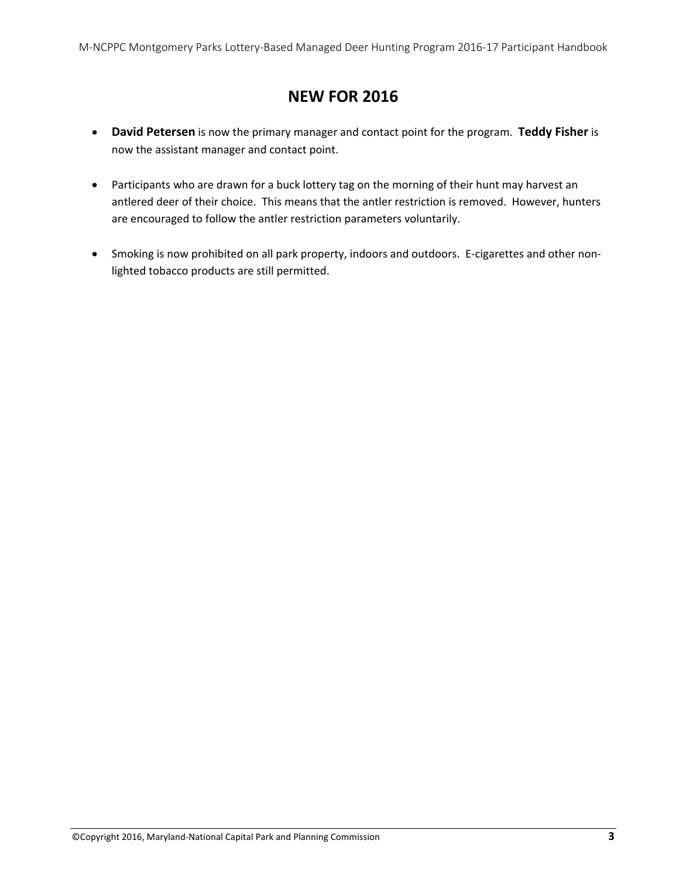# NEW FOR 2016

- **David Petersen** is now the primary manager and contact point for the program. **Teddy Fisher** is now the assistant manager and contact point.
- Participants who are drawn for a buck lottery tag on the morning of their hunt may harvest an antlered deer of their choice. This means that the antler restriction is removed. However, hunters are encouraged to follow the antler restriction parameters voluntarily.
- Smoking is now prohibited on all park property, indoors and outdoors. E-cigarettes and other non-lighted tobacco products are still permitted.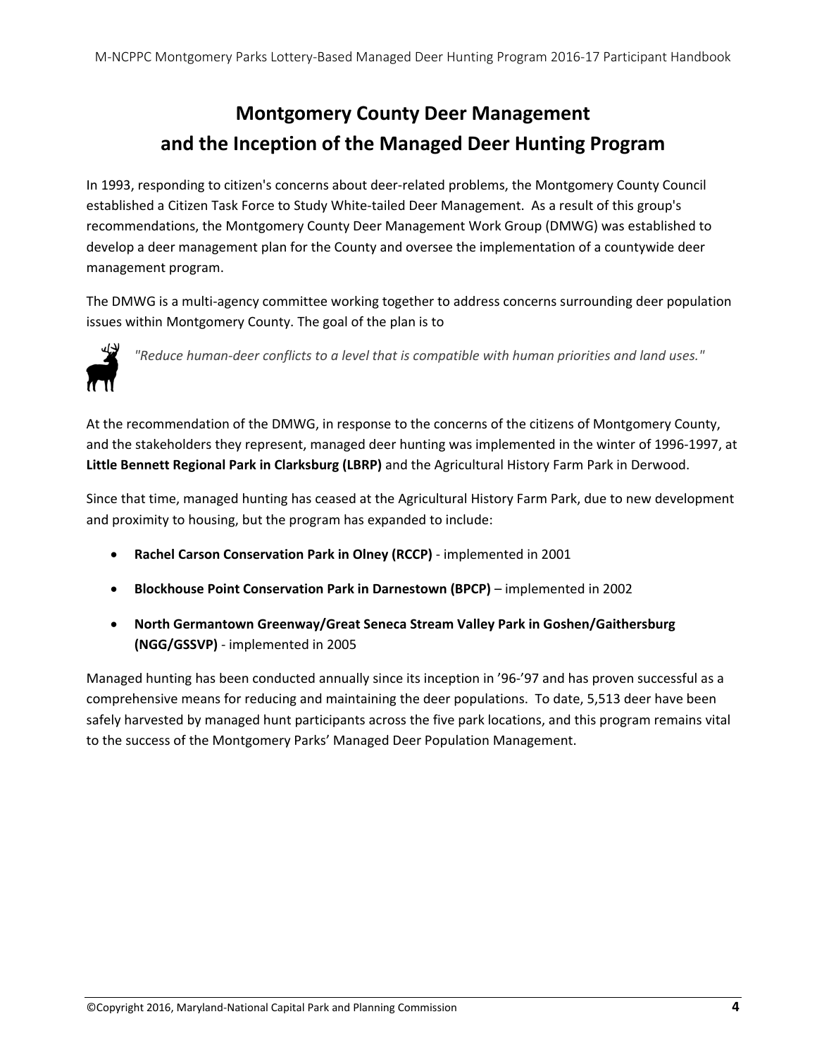# Montgomery County Deer Management and the Inception of the Managed Deer Hunting Program

In 1993, responding to citizen's concerns about deer-related problems, the Montgomery County Council established a Citizen Task Force to Study White-tailed Deer Management. As a result of this group's recommendations, the Montgomery County Deer Management Work Group (DMWG) was established to develop a deer management plan for the County and oversee the implementation of a countywide deer management program.

The DMWG is a multi-agency committee working together to address concerns surrounding deer population issues within Montgomery County. The goal of the plan is to

*"Reduce human-deer conflicts to a level that is compatible with human priorities and land uses."*

At the recommendation of the DMWG, in response to the concerns of the citizens of Montgomery County, and the stakeholders they represent, managed deer hunting was implemented in the winter of 1996-1997, at **Little Bennett Regional Park in Clarksburg (LBRP)** and the Agricultural History Farm Park in Derwood.

Since that time, managed hunting has ceased at the Agricultural History Farm Park, due to new development and proximity to housing, but the program has expanded to include:

- **Rachel Carson Conservation Park in Olney (RCCP)** - implemented in 2001
- **Blockhouse Point Conservation Park in Darnestown (BPCP)** – implemented in 2002
- **North Germantown Greenway/Great Seneca Stream Valley Park in Goshen/Gaithersburg (NGG/GSSVP)** - implemented in 2005

Managed hunting has been conducted annually since its inception in '96-'97 and has proven successful as a comprehensive means for reducing and maintaining the deer populations. To date, 5,513 deer have been safely harvested by managed hunt participants across the five park locations, and this program remains vital to the success of the Montgomery Parks' Managed Deer Population Management.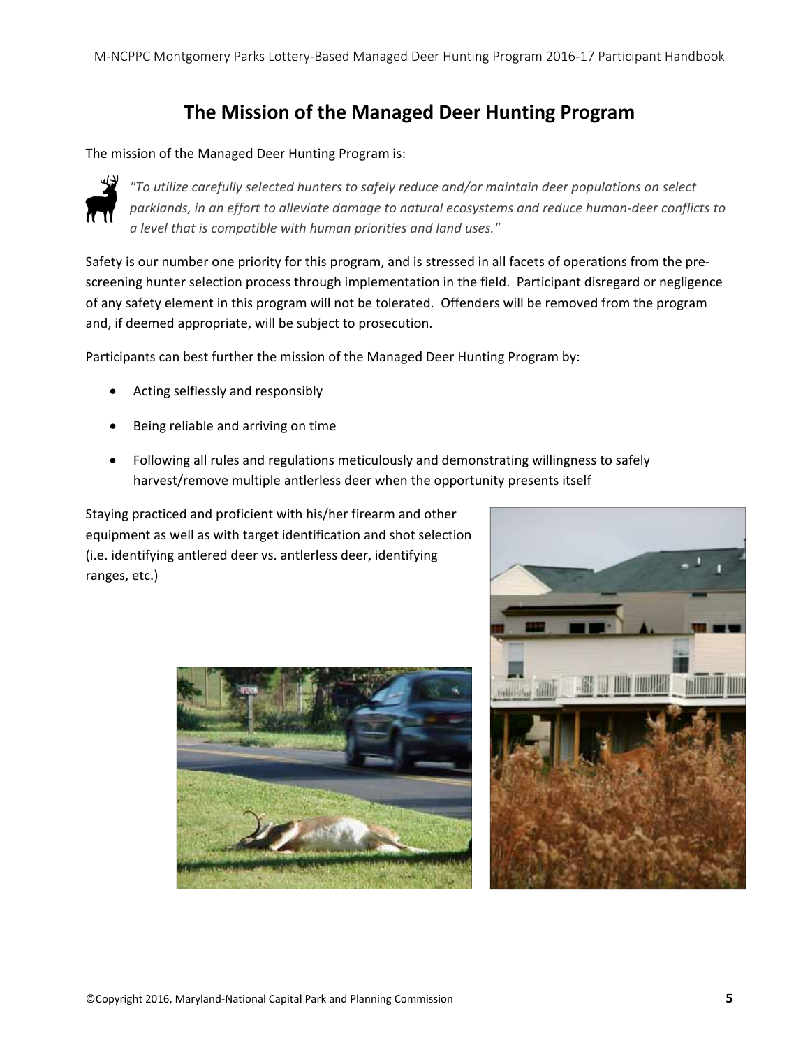# The Mission of the Managed Deer Hunting Program

The mission of the Managed Deer Hunting Program is:

*"To utilize carefully selected hunters to safely reduce and/or maintain deer populations on select parklands, in an effort to alleviate damage to natural ecosystems and reduce human-deer conflicts to a level that is compatible with human priorities and land uses."*

Safety is our number one priority for this program, and is stressed in all facets of operations from the pre-screening hunter selection process through implementation in the field. Participant disregard or negligence of any safety element in this program will not be tolerated. Offenders will be removed from the program and, if deemed appropriate, will be subject to prosecution.

Participants can best further the mission of the Managed Deer Hunting Program by:

- Acting selflessly and responsibly
- Being reliable and arriving on time
- Following all rules and regulations meticulously and demonstrating willingness to safely harvest/remove multiple antlerless deer when the opportunity presents itself

Staying practiced and proficient with his/her firearm and other equipment as well as with target identification and shot selection (i.e. identifying antlered deer vs. antlerless deer, identifying ranges, etc.)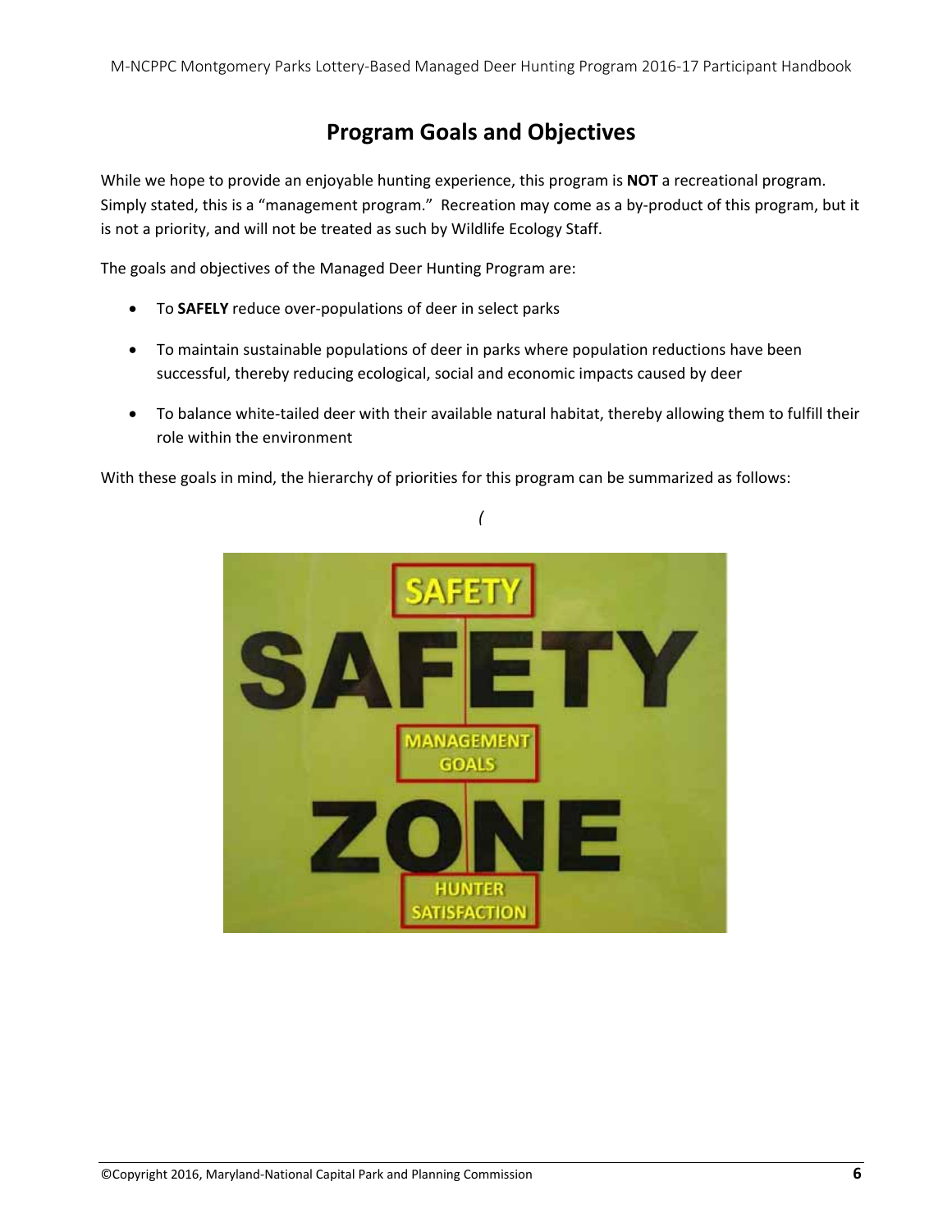# Program Goals and Objectives

While we hope to provide an enjoyable hunting experience, this program is **NOT** a recreational program. Simply stated, this is a "management program." Recreation may come as a by-product of this program, but it is not a priority, and will not be treated as such by Wildlife Ecology Staff.

The goals and objectives of the Managed Deer Hunting Program are:

- To **SAFELY** reduce over-populations of deer in select parks
- To maintain sustainable populations of deer in parks where population reductions have been successful, thereby reducing ecological, social and economic impacts caused by deer
- To balance white-tailed deer with their available natural habitat, thereby allowing them to fulfill their role within the environment

With these goals in mind, the hierarchy of priorities for this program can be summarized as follows:

SAFETY

MANAGEMENT GOALS

HUNTER SATISFACTION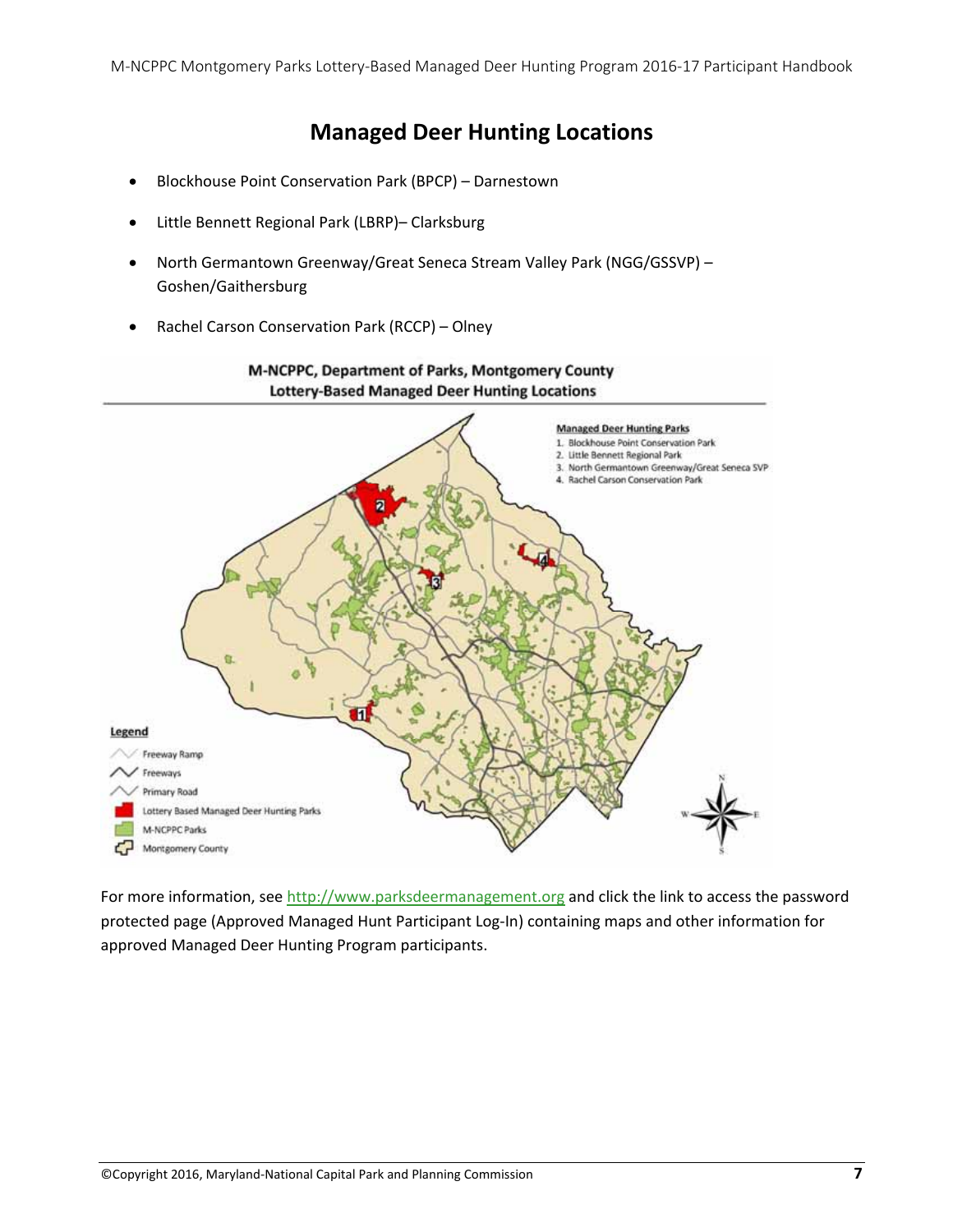# Managed Deer Hunting Locations

- Blockhouse Point Conservation Park (BPCP) – Darnestown
- Little Bennett Regional Park (LBRP)– Clarksburg
- North Germantown Greenway/Great Seneca Stream Valley Park (NGG/GSSVP) – Goshen/Gaithersburg
- Rachel Carson Conservation Park (RCCP) – Olney

**M-NCPPC, Department of Parks, Montgomery County**
**Lottery-Based Managed Deer Hunting Locations**

**Managed Deer Hunting Parks**
1. Blockhouse Point Conservation Park
2. Little Bennett Regional Park
3. North Germantown Greenway/Great Seneca SVP
4. Rachel Carson Conservation Park

**Legend**
- Freeway Ramp
- Freeways
- Primary Road
- Lottery Based Managed Deer Hunting Parks
- M-NCPPC Parks
- Montgomery County

For more information, see http://www.parksdeermanagement.org and click the link to access the password protected page (Approved Managed Hunt Participant Log-In) containing maps and other information for approved Managed Deer Hunting Program participants.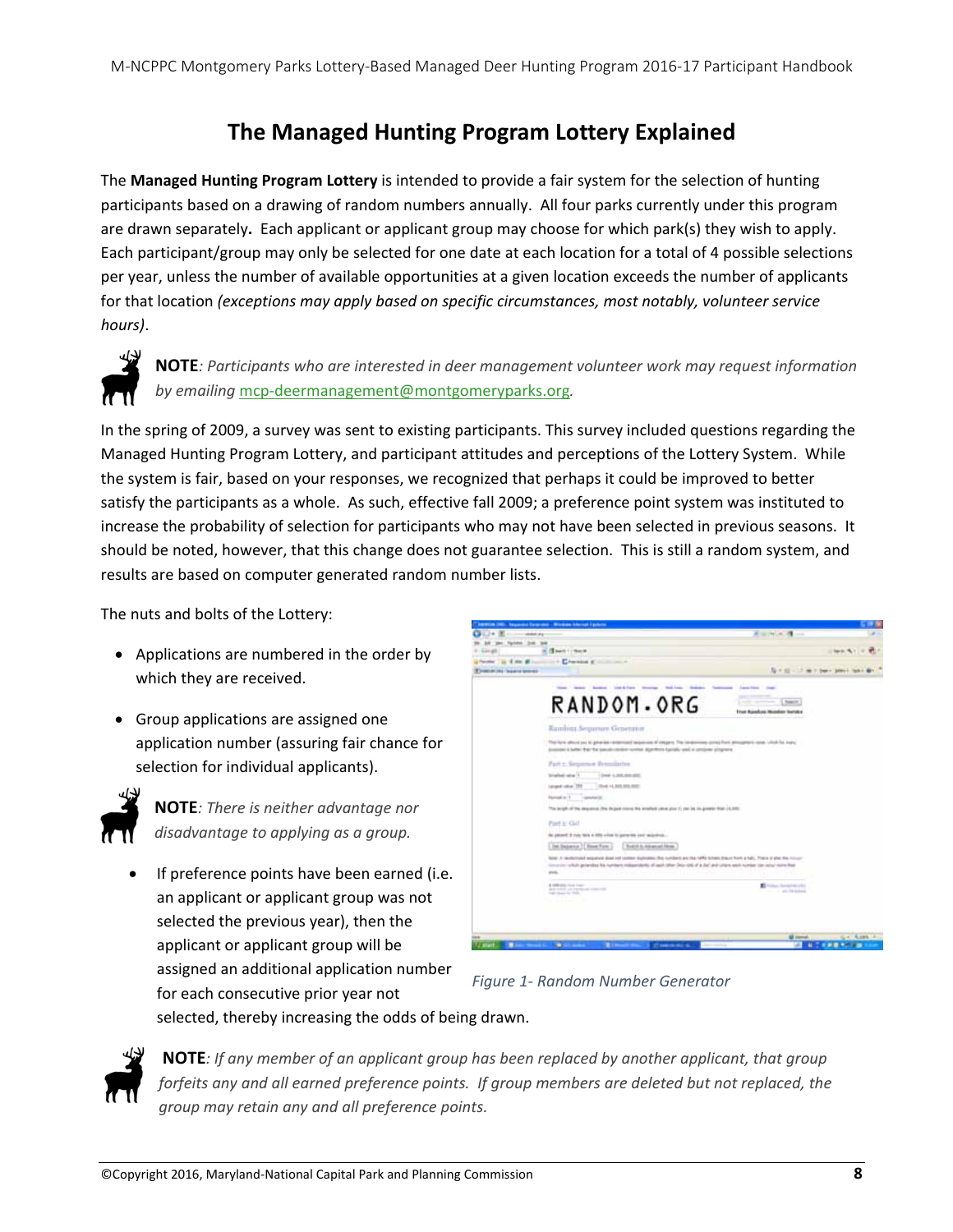# The Managed Hunting Program Lottery Explained

The **Managed Hunting Program Lottery** is intended to provide a fair system for the selection of hunting participants based on a drawing of random numbers annually. All four parks currently under this program are drawn separately**.** Each applicant or applicant group may choose for which park(s) they wish to apply. Each participant/group may only be selected for one date at each location for a total of 4 possible selections per year, unless the number of available opportunities at a given location exceeds the number of applicants for that location *(exceptions may apply based on specific circumstances, most notably, volunteer service hours)*.

**NOTE***: Participants who are interested in deer management volunteer work may request information by emailing* mcp-deermanagement@montgomeryparks.org.

In the spring of 2009, a survey was sent to existing participants. This survey included questions regarding the Managed Hunting Program Lottery, and participant attitudes and perceptions of the Lottery System. While the system is fair, based on your responses, we recognized that perhaps it could be improved to better satisfy the participants as a whole. As such, effective fall 2009; a preference point system was instituted to increase the probability of selection for participants who may not have been selected in previous seasons. It should be noted, however, that this change does not guarantee selection. This is still a random system, and results are based on computer generated random number lists.

The nuts and bolts of the Lottery:

- Applications are numbered in the order by which they are received.
- Group applications are assigned one application number (assuring fair chance for selection for individual applicants).

**NOTE***: There is neither advantage nor disadvantage to applying as a group.*

- If preference points have been earned (i.e. an applicant or applicant group was not selected the previous year), then the applicant or applicant group will be assigned an additional application number for each consecutive prior year not selected, thereby increasing the odds of being drawn.

*Figure 1- Random Number Generator*

**NOTE***: If any member of an applicant group has been replaced by another applicant, that group forfeits any and all earned preference points. If group members are deleted but not replaced, the group may retain any and all preference points.*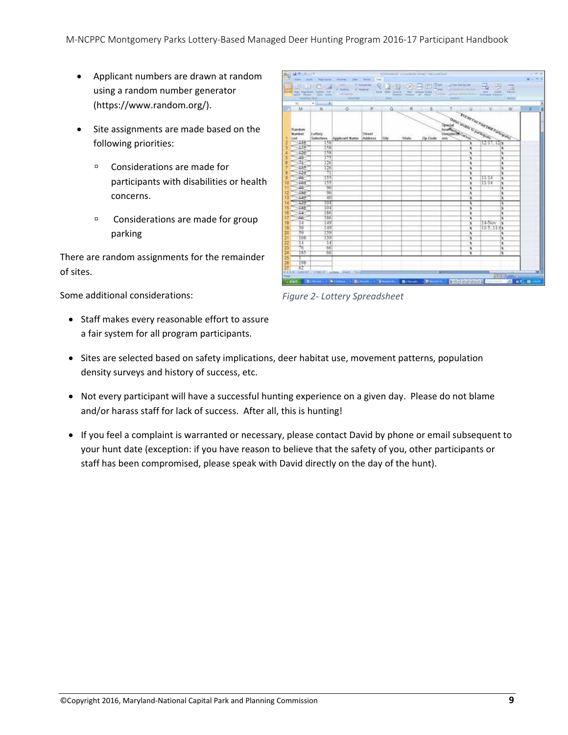- Applicant numbers are drawn at random using a random number generator (https://www.random.org/).
- Site assignments are made based on the following priorities:
  - Considerations are made for participants with disabilities or health concerns.
  - Considerations are made for group parking

There are random assignments for the remainder of sites.

Some additional considerations:

- Staff makes every reasonable effort to assure a fair system for all program participants.
- Sites are selected based on safety implications, deer habitat use, movement patterns, population density surveys and history of success, etc.
- Not every participant will have a successful hunting experience on a given day. Please do not blame and/or harass staff for lack of success. After all, this is hunting!
- If you feel a complaint is warranted or necessary, please contact David by phone or email subsequent to your hunt date (exception: if you have reason to believe that the safety of you, other participants or staff has been compromised, please speak with David directly on the day of the hunt).

*Figure 2- Lottery Spreadsheet*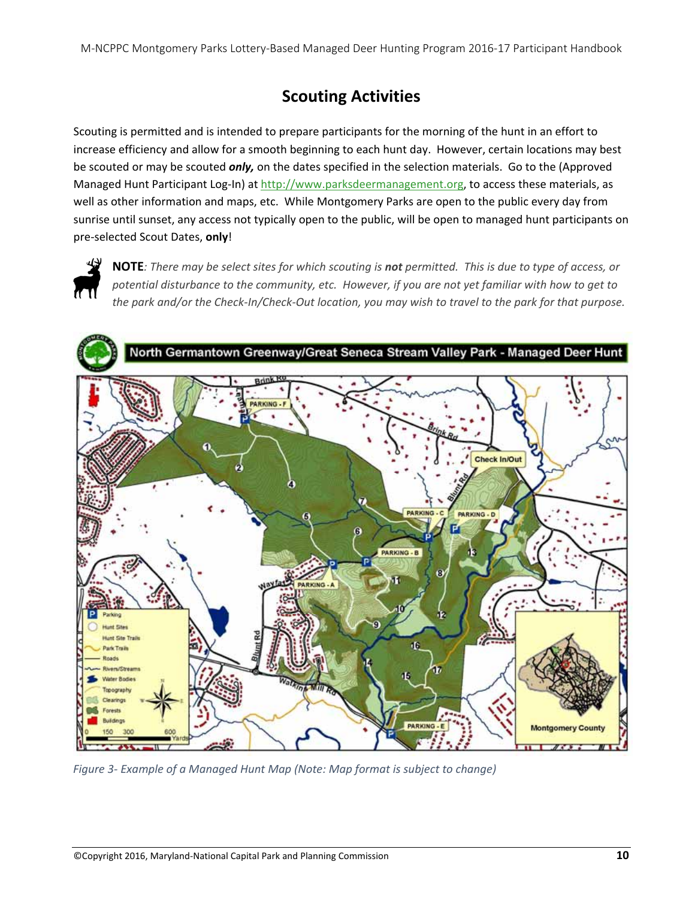# Scouting Activities

Scouting is permitted and is intended to prepare participants for the morning of the hunt in an effort to increase efficiency and allow for a smooth beginning to each hunt day. However, certain locations may best be scouted or may be scouted ***only,*** on the dates specified in the selection materials. Go to the (Approved Managed Hunt Participant Log-In) at http://www.parksdeermanagement.org, to access these materials, as well as other information and maps, etc. While Montgomery Parks are open to the public every day from sunrise until sunset, any access not typically open to the public, will be open to managed hunt participants on pre-selected Scout Dates, **only**!

**NOTE**: *There may be select sites for which scouting is **not** permitted. This is due to type of access, or potential disturbance to the community, etc. However, if you are not yet familiar with how to get to the park and/or the Check-In/Check-Out location, you may wish to travel to the park for that purpose.*

*Figure 3- Example of a Managed Hunt Map (Note: Map format is subject to change)*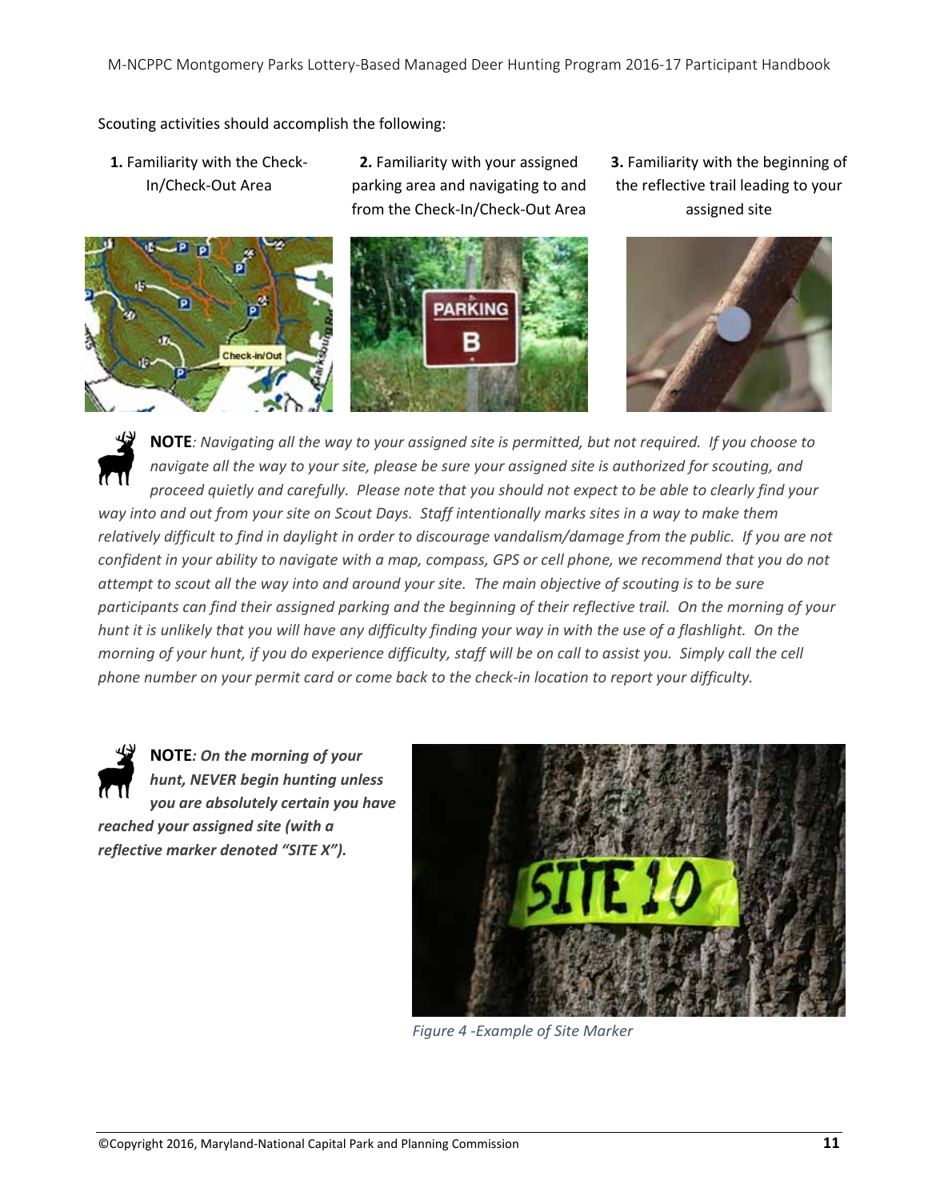Scouting activities should accomplish the following:

**1.** Familiarity with the Check-In/Check-Out Area

**2.** Familiarity with your assigned parking area and navigating to and from the Check-In/Check-Out Area

**3.** Familiarity with the beginning of the reflective trail leading to your assigned site

**NOTE***: Navigating all the way to your assigned site is permitted, but not required. If you choose to navigate all the way to your site, please be sure your assigned site is authorized for scouting, and proceed quietly and carefully. Please note that you should not expect to be able to clearly find your way into and out from your site on Scout Days. Staff intentionally marks sites in a way to make them relatively difficult to find in daylight in order to discourage vandalism/damage from the public. If you are not confident in your ability to navigate with a map, compass, GPS or cell phone, we recommend that you do not attempt to scout all the way into and around your site. The main objective of scouting is to be sure participants can find their assigned parking and the beginning of their reflective trail. On the morning of your hunt it is unlikely that you will have any difficulty finding your way in with the use of a flashlight. On the morning of your hunt, if you do experience difficulty, staff will be on call to assist you. Simply call the cell phone number on your permit card or come back to the check-in location to report your difficulty.*

**NOTE***: **On the morning of your hunt, NEVER begin hunting unless you are absolutely certain you have reached your assigned site (with a reflective marker denoted "SITE X").***

*Figure 4 -Example of Site Marker*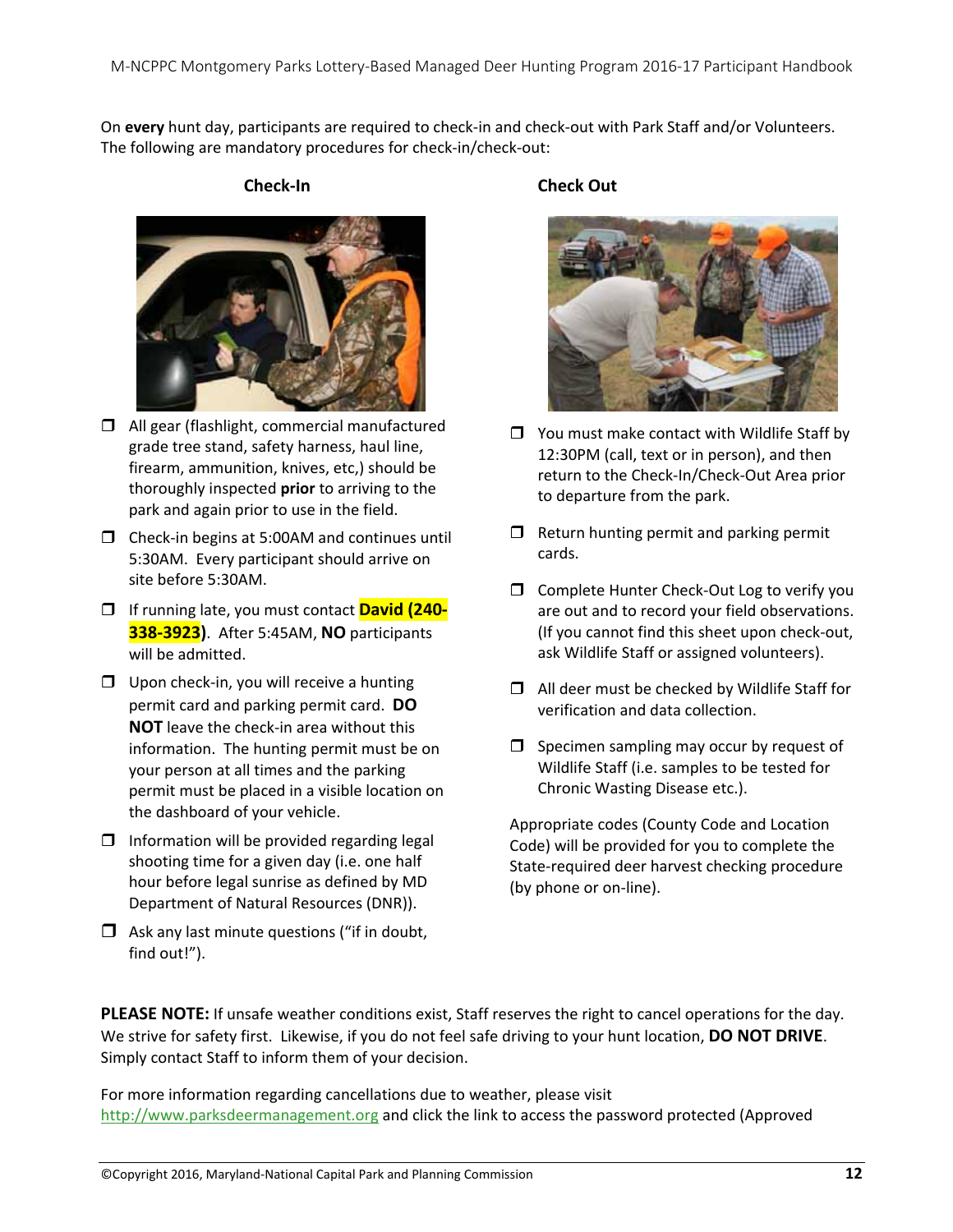On **every** hunt day, participants are required to check-in and check-out with Park Staff and/or Volunteers. The following are mandatory procedures for check-in/check-out:

### Check-In

- All gear (flashlight, commercial manufactured grade tree stand, safety harness, haul line, firearm, ammunition, knives, etc,) should be thoroughly inspected **prior** to arriving to the park and again prior to use in the field.
- Check-in begins at 5:00AM and continues until 5:30AM. Every participant should arrive on site before 5:30AM.
- If running late, you must contact **David (240-338-3923)**. After 5:45AM, **NO** participants will be admitted.
- Upon check-in, you will receive a hunting permit card and parking permit card. **DO NOT** leave the check-in area without this information. The hunting permit must be on your person at all times and the parking permit must be placed in a visible location on the dashboard of your vehicle.
- Information will be provided regarding legal shooting time for a given day (i.e. one half hour before legal sunrise as defined by MD Department of Natural Resources (DNR)).
- Ask any last minute questions ("if in doubt, find out!").

### Check Out

- You must make contact with Wildlife Staff by 12:30PM (call, text or in person), and then return to the Check-In/Check-Out Area prior to departure from the park.
- Return hunting permit and parking permit cards.
- Complete Hunter Check-Out Log to verify you are out and to record your field observations. (If you cannot find this sheet upon check-out, ask Wildlife Staff or assigned volunteers).
- All deer must be checked by Wildlife Staff for verification and data collection.
- Specimen sampling may occur by request of Wildlife Staff (i.e. samples to be tested for Chronic Wasting Disease etc.).

Appropriate codes (County Code and Location Code) will be provided for you to complete the State-required deer harvest checking procedure (by phone or on-line).

**PLEASE NOTE:** If unsafe weather conditions exist, Staff reserves the right to cancel operations for the day. We strive for safety first. Likewise, if you do not feel safe driving to your hunt location, **DO NOT DRIVE**. Simply contact Staff to inform them of your decision.

For more information regarding cancellations due to weather, please visit http://www.parksdeermanagement.org and click the link to access the password protected (Approved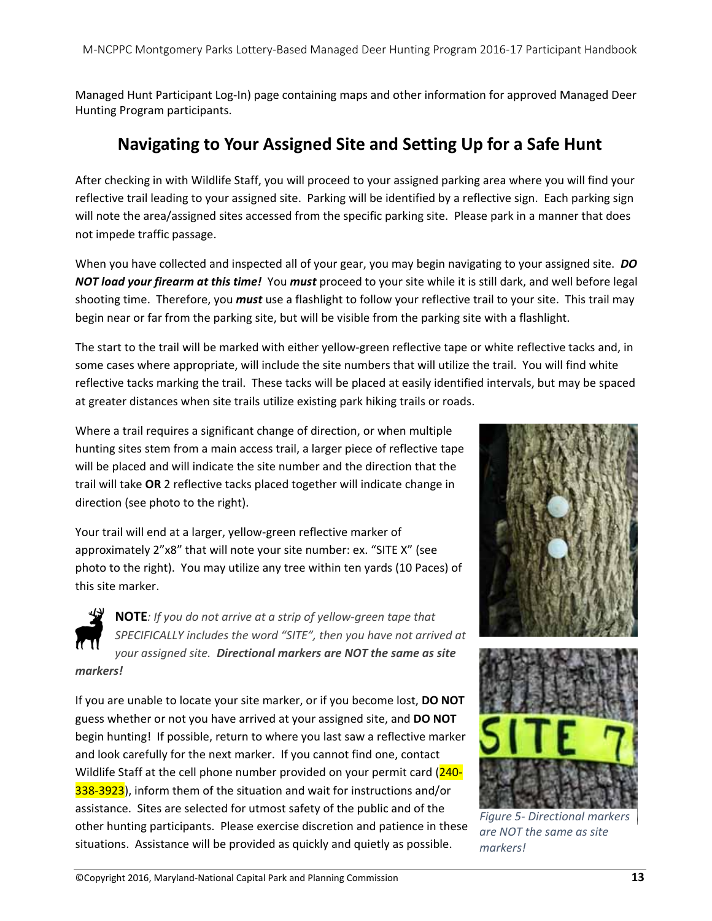Managed Hunt Participant Log-In) page containing maps and other information for approved Managed Deer Hunting Program participants.

## Navigating to Your Assigned Site and Setting Up for a Safe Hunt

After checking in with Wildlife Staff, you will proceed to your assigned parking area where you will find your reflective trail leading to your assigned site. Parking will be identified by a reflective sign. Each parking sign will note the area/assigned sites accessed from the specific parking site. Please park in a manner that does not impede traffic passage.

When you have collected and inspected all of your gear, you may begin navigating to your assigned site. ***DO NOT load your firearm at this time!*** You ***must*** proceed to your site while it is still dark, and well before legal shooting time. Therefore, you ***must*** use a flashlight to follow your reflective trail to your site. This trail may begin near or far from the parking site, but will be visible from the parking site with a flashlight.

The start to the trail will be marked with either yellow-green reflective tape or white reflective tacks and, in some cases where appropriate, will include the site numbers that will utilize the trail. You will find white reflective tacks marking the trail. These tacks will be placed at easily identified intervals, but may be spaced at greater distances when site trails utilize existing park hiking trails or roads.

Where a trail requires a significant change of direction, or when multiple hunting sites stem from a main access trail, a larger piece of reflective tape will be placed and will indicate the site number and the direction that the trail will take **OR** 2 reflective tacks placed together will indicate change in direction (see photo to the right).

Your trail will end at a larger, yellow-green reflective marker of approximately 2"x8" that will note your site number: ex. "SITE X" (see photo to the right). You may utilize any tree within ten yards (10 Paces) of this site marker.

**NOTE***: If you do not arrive at a strip of yellow-green tape that SPECIFICALLY includes the word "SITE", then you have not arrived at your assigned site.* ***Directional markers are NOT the same as site markers!***

If you are unable to locate your site marker, or if you become lost, **DO NOT** guess whether or not you have arrived at your assigned site, and **DO NOT** begin hunting! If possible, return to where you last saw a reflective marker and look carefully for the next marker. If you cannot find one, contact Wildlife Staff at the cell phone number provided on your permit card (240-338-3923), inform them of the situation and wait for instructions and/or assistance. Sites are selected for utmost safety of the public and of the other hunting participants. Please exercise discretion and patience in these situations. Assistance will be provided as quickly and quietly as possible.

*Figure 5- Directional markers are NOT the same as site markers!*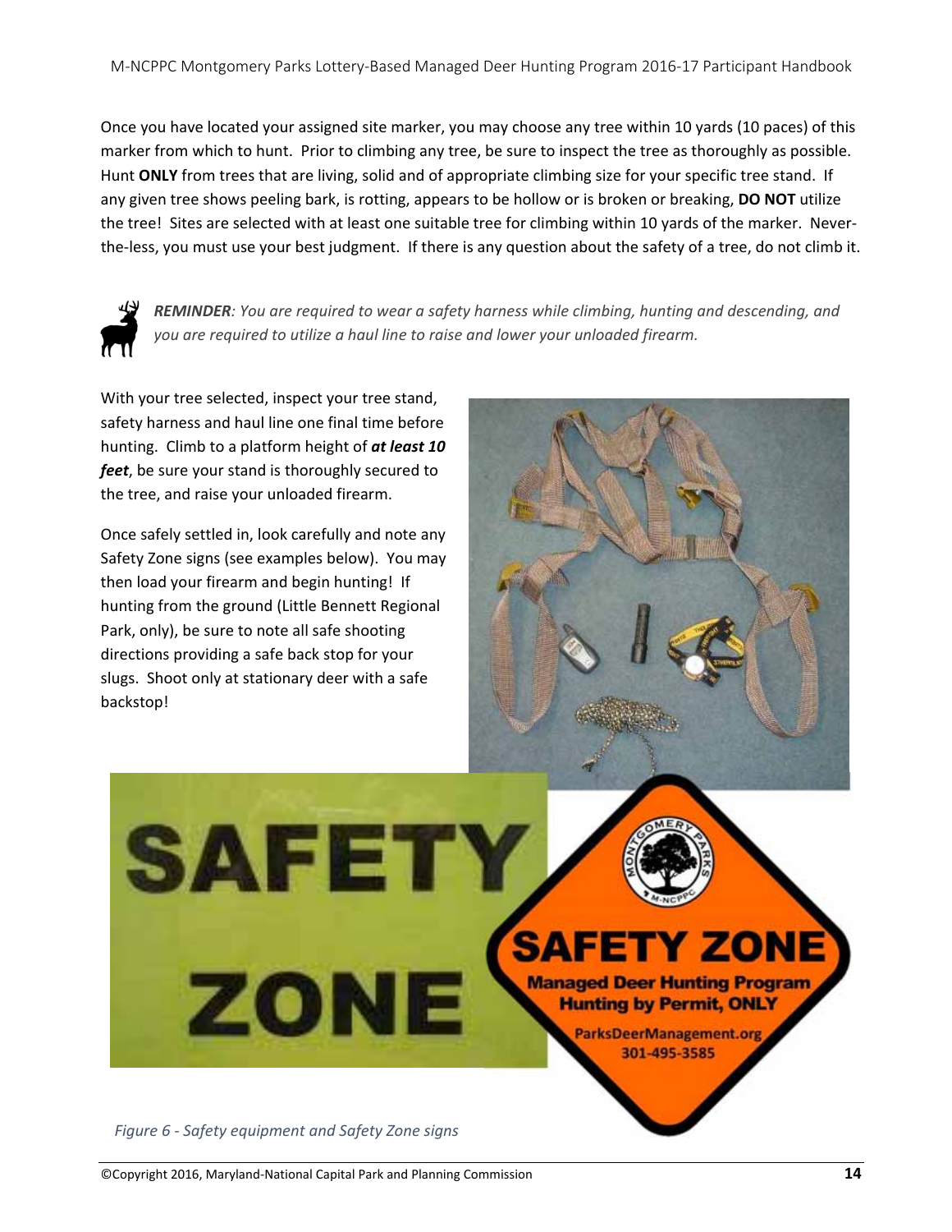Once you have located your assigned site marker, you may choose any tree within 10 yards (10 paces) of this marker from which to hunt. Prior to climbing any tree, be sure to inspect the tree as thoroughly as possible. Hunt **ONLY** from trees that are living, solid and of appropriate climbing size for your specific tree stand. If any given tree shows peeling bark, is rotting, appears to be hollow or is broken or breaking, **DO NOT** utilize the tree! Sites are selected with at least one suitable tree for climbing within 10 yards of the marker. Never-the-less, you must use your best judgment. If there is any question about the safety of a tree, do not climb it.

***REMINDER****: You are required to wear a safety harness while climbing, hunting and descending, and you are required to utilize a haul line to raise and lower your unloaded firearm.*

With your tree selected, inspect your tree stand, safety harness and haul line one final time before hunting. Climb to a platform height of ***at least 10 feet***, be sure your stand is thoroughly secured to the tree, and raise your unloaded firearm.

Once safely settled in, look carefully and note any Safety Zone signs (see examples below). You may then load your firearm and begin hunting! If hunting from the ground (Little Bennett Regional Park, only), be sure to note all safe shooting directions providing a safe back stop for your slugs. Shoot only at stationary deer with a safe backstop!

*Figure 6 - Safety equipment and Safety Zone signs*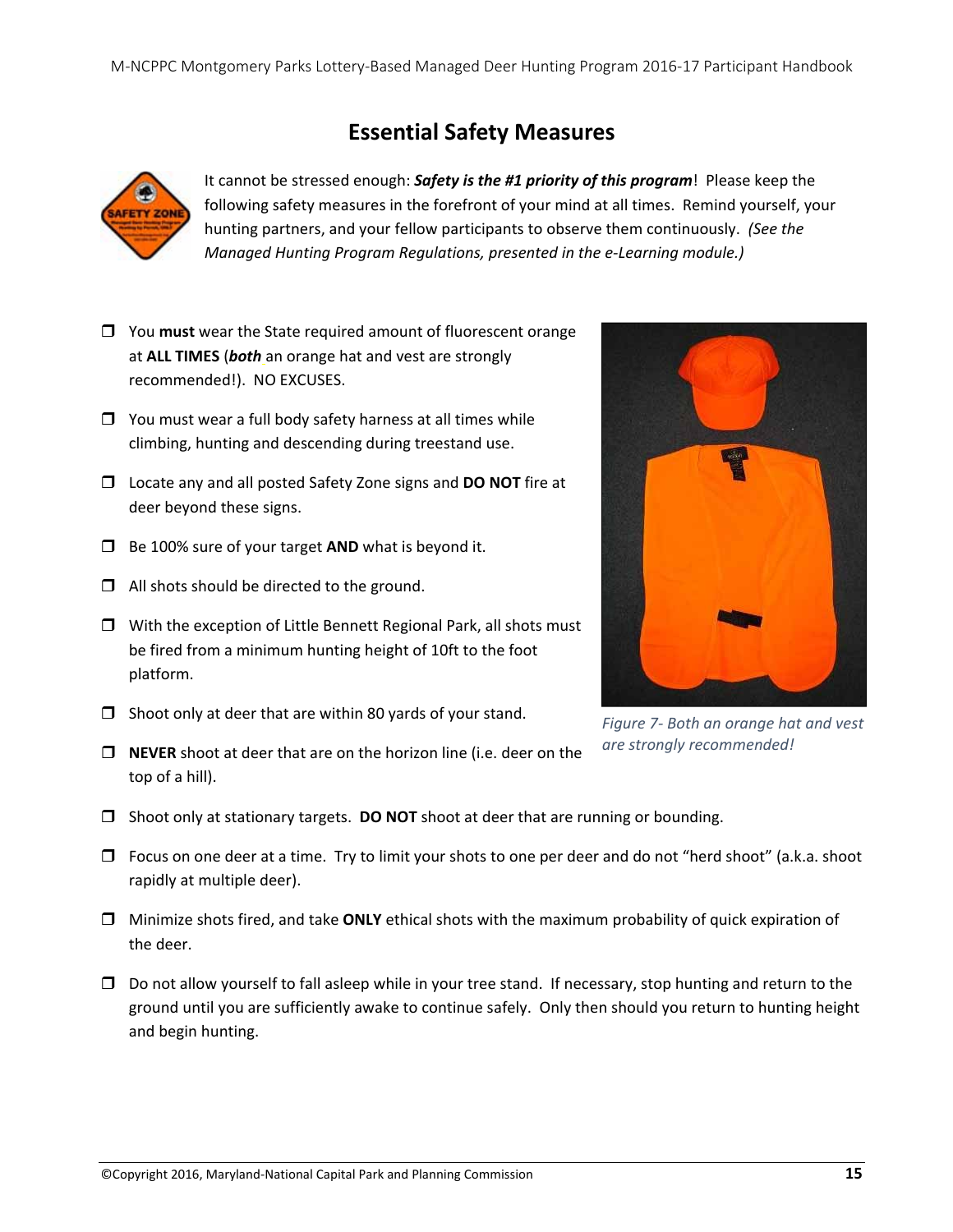# Essential Safety Measures

It cannot be stressed enough: ***Safety is the #1 priority of this program***! Please keep the following safety measures in the forefront of your mind at all times. Remind yourself, your hunting partners, and your fellow participants to observe them continuously. *(See the Managed Hunting Program Regulations, presented in the e-Learning module.)*

- ❐ You **must** wear the State required amount of fluorescent orange at **ALL TIMES** (***both*** an orange hat and vest are strongly recommended!). NO EXCUSES.
- ❐ You must wear a full body safety harness at all times while climbing, hunting and descending during treestand use.
- ❐ Locate any and all posted Safety Zone signs and **DO NOT** fire at deer beyond these signs.
- ❐ Be 100% sure of your target **AND** what is beyond it.
- ❐ All shots should be directed to the ground.
- ❐ With the exception of Little Bennett Regional Park, all shots must be fired from a minimum hunting height of 10ft to the foot platform.
- ❐ Shoot only at deer that are within 80 yards of your stand.
- ❐ **NEVER** shoot at deer that are on the horizon line (i.e. deer on the top of a hill).
- ❐ Shoot only at stationary targets. **DO NOT** shoot at deer that are running or bounding.
- ❐ Focus on one deer at a time. Try to limit your shots to one per deer and do not "herd shoot" (a.k.a. shoot rapidly at multiple deer).
- ❐ Minimize shots fired, and take **ONLY** ethical shots with the maximum probability of quick expiration of the deer.
- ❐ Do not allow yourself to fall asleep while in your tree stand. If necessary, stop hunting and return to the ground until you are sufficiently awake to continue safely. Only then should you return to hunting height and begin hunting.

*Figure 7- Both an orange hat and vest are strongly recommended!*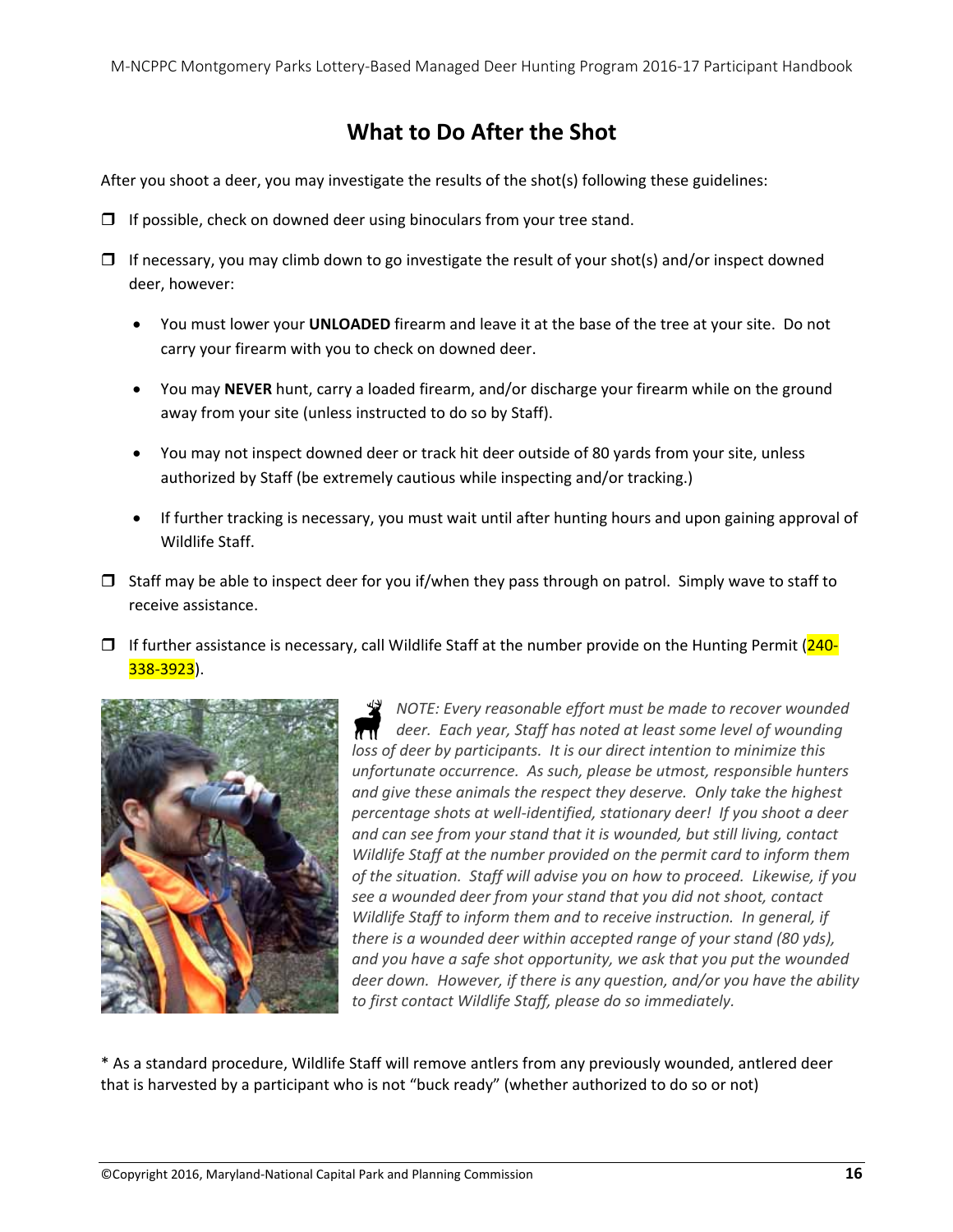# What to Do After the Shot

After you shoot a deer, you may investigate the results of the shot(s) following these guidelines:

- ❒ If possible, check on downed deer using binoculars from your tree stand.
- ❒ If necessary, you may climb down to go investigate the result of your shot(s) and/or inspect downed deer, however:
  - You must lower your **UNLOADED** firearm and leave it at the base of the tree at your site. Do not carry your firearm with you to check on downed deer.
  - You may **NEVER** hunt, carry a loaded firearm, and/or discharge your firearm while on the ground away from your site (unless instructed to do so by Staff).
  - You may not inspect downed deer or track hit deer outside of 80 yards from your site, unless authorized by Staff (be extremely cautious while inspecting and/or tracking.)
  - If further tracking is necessary, you must wait until after hunting hours and upon gaining approval of Wildlife Staff.
- ❒ Staff may be able to inspect deer for you if/when they pass through on patrol. Simply wave to staff to receive assistance.
- ❒ If further assistance is necessary, call Wildlife Staff at the number provide on the Hunting Permit (240-338-3923).

*NOTE: Every reasonable effort must be made to recover wounded deer. Each year, Staff has noted at least some level of wounding loss of deer by participants. It is our direct intention to minimize this unfortunate occurrence. As such, please be utmost, responsible hunters and give these animals the respect they deserve. Only take the highest percentage shots at well-identified, stationary deer! If you shoot a deer and can see from your stand that it is wounded, but still living, contact Wildlife Staff at the number provided on the permit card to inform them of the situation. Staff will advise you on how to proceed. Likewise, if you see a wounded deer from your stand that you did not shoot, contact Wildlife Staff to inform them and to receive instruction. In general, if there is a wounded deer within accepted range of your stand (80 yds), and you have a safe shot opportunity, we ask that you put the wounded deer down. However, if there is any question, and/or you have the ability to first contact Wildlife Staff, please do so immediately.*

* As a standard procedure, Wildlife Staff will remove antlers from any previously wounded, antlered deer that is harvested by a participant who is not "buck ready" (whether authorized to do so or not)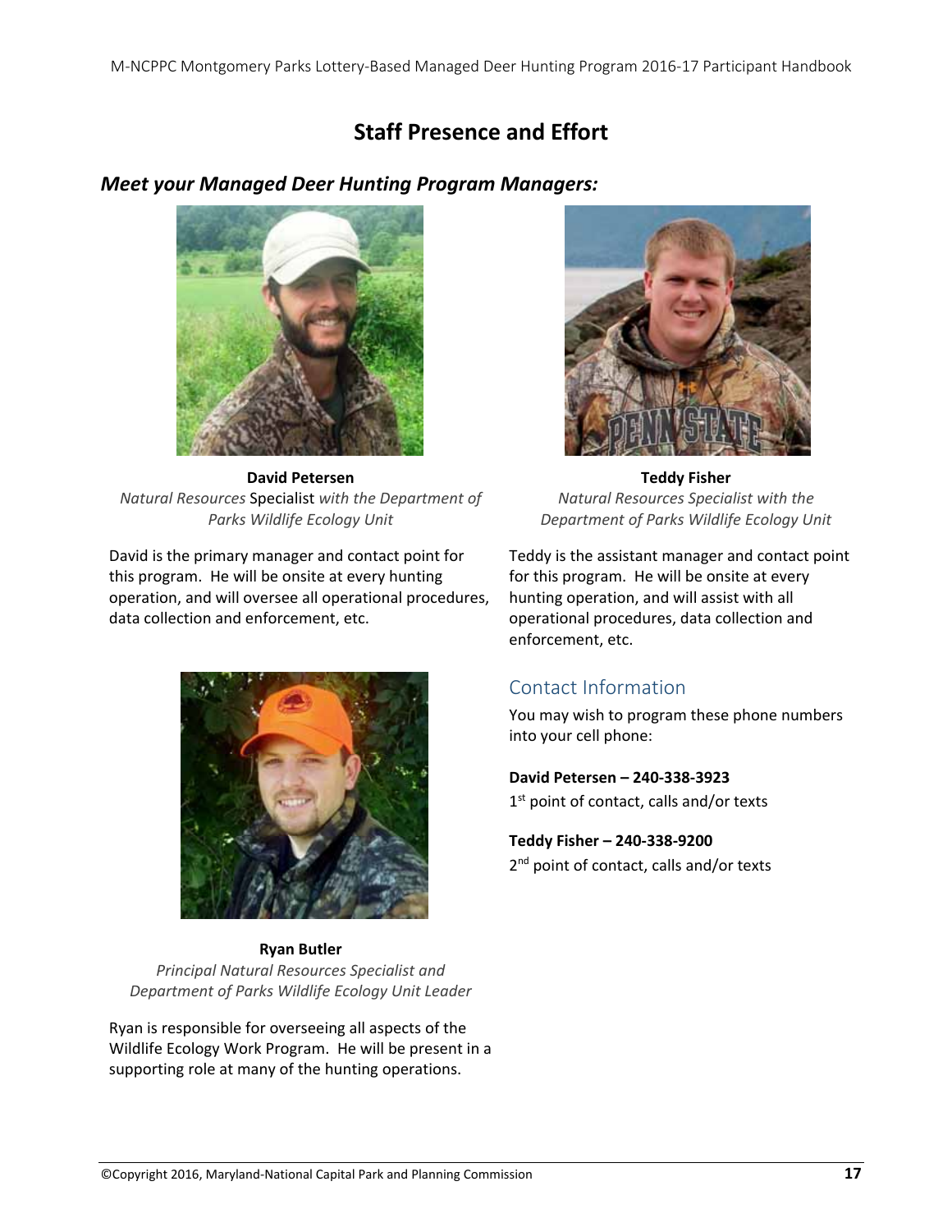# Staff Presence and Effort

## *Meet your Managed Deer Hunting Program Managers:*

**David Petersen**
*Natural Resources* Specialist *with the Department of Parks Wildlife Ecology Unit*

David is the primary manager and contact point for this program. He will be onsite at every hunting operation, and will oversee all operational procedures, data collection and enforcement, etc.

**Teddy Fisher**
*Natural Resources Specialist with the Department of Parks Wildlife Ecology Unit*

Teddy is the assistant manager and contact point for this program. He will be onsite at every hunting operation, and will assist with all operational procedures, data collection and enforcement, etc.

**Ryan Butler**
*Principal Natural Resources Specialist and Department of Parks Wildlife Ecology Unit Leader*

Ryan is responsible for overseeing all aspects of the Wildlife Ecology Work Program. He will be present in a supporting role at many of the hunting operations.

## Contact Information

You may wish to program these phone numbers into your cell phone:

**David Petersen – 240-338-3923**
1st point of contact, calls and/or texts

**Teddy Fisher – 240-338-9200**
2nd point of contact, calls and/or texts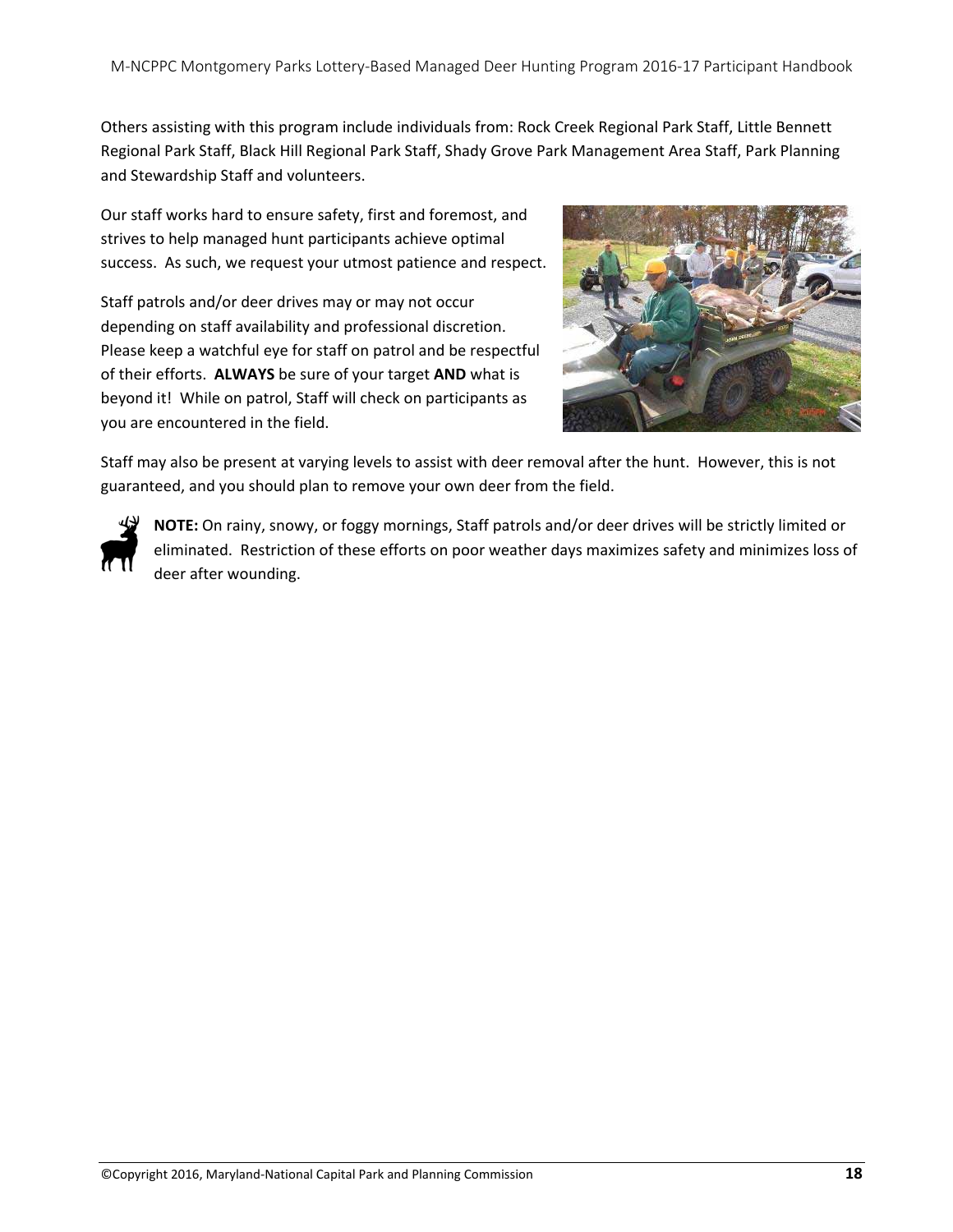Others assisting with this program include individuals from: Rock Creek Regional Park Staff, Little Bennett Regional Park Staff, Black Hill Regional Park Staff, Shady Grove Park Management Area Staff, Park Planning and Stewardship Staff and volunteers.

Our staff works hard to ensure safety, first and foremost, and strives to help managed hunt participants achieve optimal success. As such, we request your utmost patience and respect.

Staff patrols and/or deer drives may or may not occur depending on staff availability and professional discretion. Please keep a watchful eye for staff on patrol and be respectful of their efforts. **ALWAYS** be sure of your target **AND** what is beyond it! While on patrol, Staff will check on participants as you are encountered in the field.

Staff may also be present at varying levels to assist with deer removal after the hunt. However, this is not guaranteed, and you should plan to remove your own deer from the field.

**NOTE:** On rainy, snowy, or foggy mornings, Staff patrols and/or deer drives will be strictly limited or eliminated. Restriction of these efforts on poor weather days maximizes safety and minimizes loss of deer after wounding.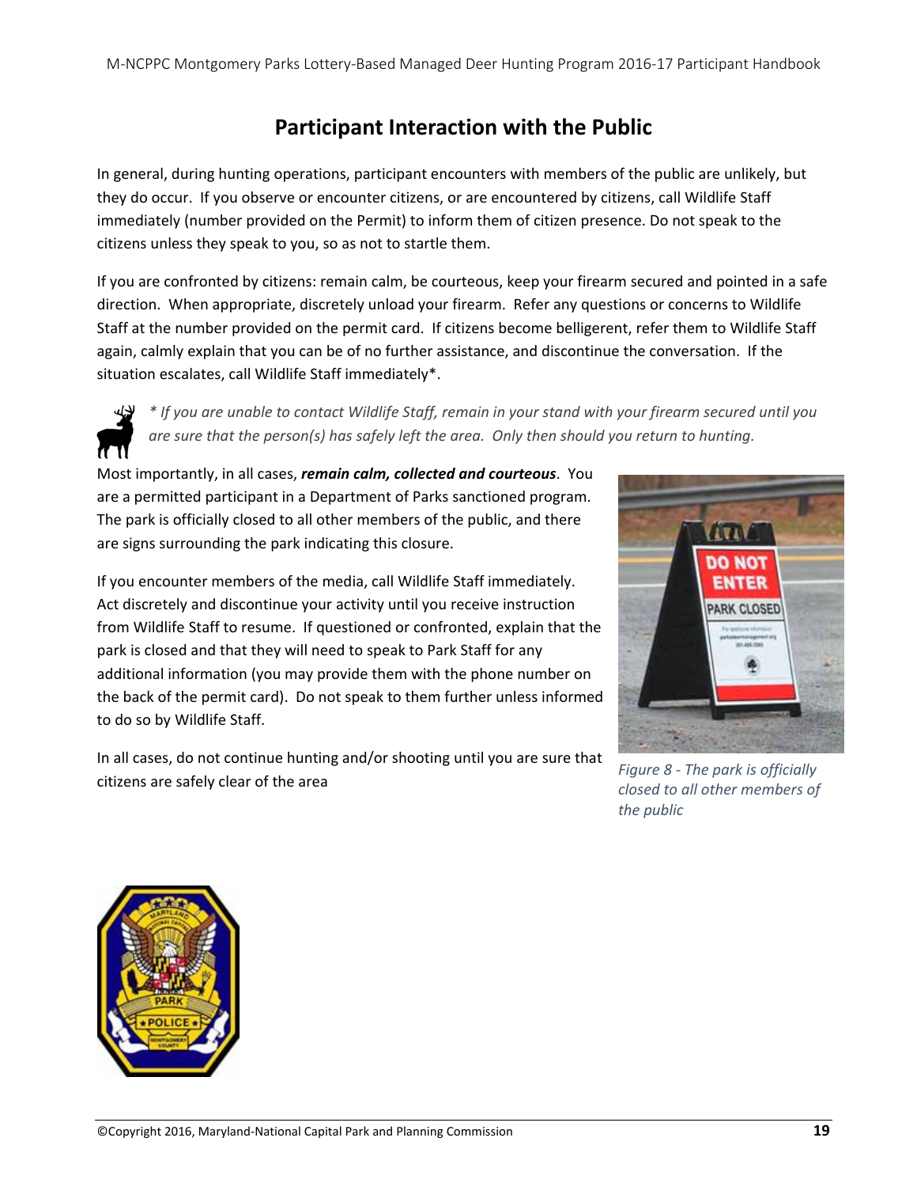## Participant Interaction with the Public

In general, during hunting operations, participant encounters with members of the public are unlikely, but they do occur. If you observe or encounter citizens, or are encountered by citizens, call Wildlife Staff immediately (number provided on the Permit) to inform them of citizen presence. Do not speak to the citizens unless they speak to you, so as not to startle them.

If you are confronted by citizens: remain calm, be courteous, keep your firearm secured and pointed in a safe direction. When appropriate, discretely unload your firearm. Refer any questions or concerns to Wildlife Staff at the number provided on the permit card. If citizens become belligerent, refer them to Wildlife Staff again, calmly explain that you can be of no further assistance, and discontinue the conversation. If the situation escalates, call Wildlife Staff immediately*.

*\* If you are unable to contact Wildlife Staff, remain in your stand with your firearm secured until you are sure that the person(s) has safely left the area. Only then should you return to hunting.*

Most importantly, in all cases, ***remain calm, collected and courteous***. You are a permitted participant in a Department of Parks sanctioned program. The park is officially closed to all other members of the public, and there are signs surrounding the park indicating this closure.

If you encounter members of the media, call Wildlife Staff immediately. Act discretely and discontinue your activity until you receive instruction from Wildlife Staff to resume. If questioned or confronted, explain that the park is closed and that they will need to speak to Park Staff for any additional information (you may provide them with the phone number on the back of the permit card). Do not speak to them further unless informed to do so by Wildlife Staff.

In all cases, do not continue hunting and/or shooting until you are sure that citizens are safely clear of the area

*Figure 8 - The park is officially closed to all other members of the public*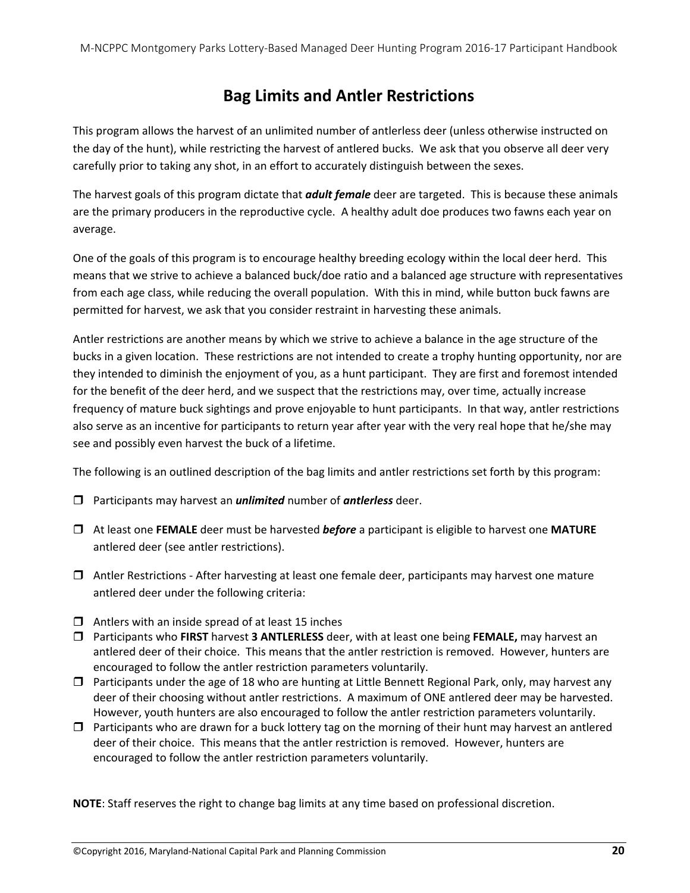# Bag Limits and Antler Restrictions

This program allows the harvest of an unlimited number of antlerless deer (unless otherwise instructed on the day of the hunt), while restricting the harvest of antlered bucks. We ask that you observe all deer very carefully prior to taking any shot, in an effort to accurately distinguish between the sexes.

The harvest goals of this program dictate that ***adult female*** deer are targeted. This is because these animals are the primary producers in the reproductive cycle. A healthy adult doe produces two fawns each year on average.

One of the goals of this program is to encourage healthy breeding ecology within the local deer herd. This means that we strive to achieve a balanced buck/doe ratio and a balanced age structure with representatives from each age class, while reducing the overall population. With this in mind, while button buck fawns are permitted for harvest, we ask that you consider restraint in harvesting these animals.

Antler restrictions are another means by which we strive to achieve a balance in the age structure of the bucks in a given location. These restrictions are not intended to create a trophy hunting opportunity, nor are they intended to diminish the enjoyment of you, as a hunt participant. They are first and foremost intended for the benefit of the deer herd, and we suspect that the restrictions may, over time, actually increase frequency of mature buck sightings and prove enjoyable to hunt participants. In that way, antler restrictions also serve as an incentive for participants to return year after year with the very real hope that he/she may see and possibly even harvest the buck of a lifetime.

The following is an outlined description of the bag limits and antler restrictions set forth by this program:

- ☐ Participants may harvest an ***unlimited*** number of ***antlerless*** deer.
- ☐ At least one **FEMALE** deer must be harvested ***before*** a participant is eligible to harvest one **MATURE** antlered deer (see antler restrictions).
- ☐ Antler Restrictions - After harvesting at least one female deer, participants may harvest one mature antlered deer under the following criteria:
- ☐ Antlers with an inside spread of at least 15 inches
- ☐ Participants who **FIRST** harvest **3 ANTLERLESS** deer, with at least one being **FEMALE,** may harvest an antlered deer of their choice. This means that the antler restriction is removed. However, hunters are encouraged to follow the antler restriction parameters voluntarily.
- ☐ Participants under the age of 18 who are hunting at Little Bennett Regional Park, only, may harvest any deer of their choosing without antler restrictions. A maximum of ONE antlered deer may be harvested. However, youth hunters are also encouraged to follow the antler restriction parameters voluntarily.
- ☐ Participants who are drawn for a buck lottery tag on the morning of their hunt may harvest an antlered deer of their choice. This means that the antler restriction is removed. However, hunters are encouraged to follow the antler restriction parameters voluntarily.

**NOTE**: Staff reserves the right to change bag limits at any time based on professional discretion.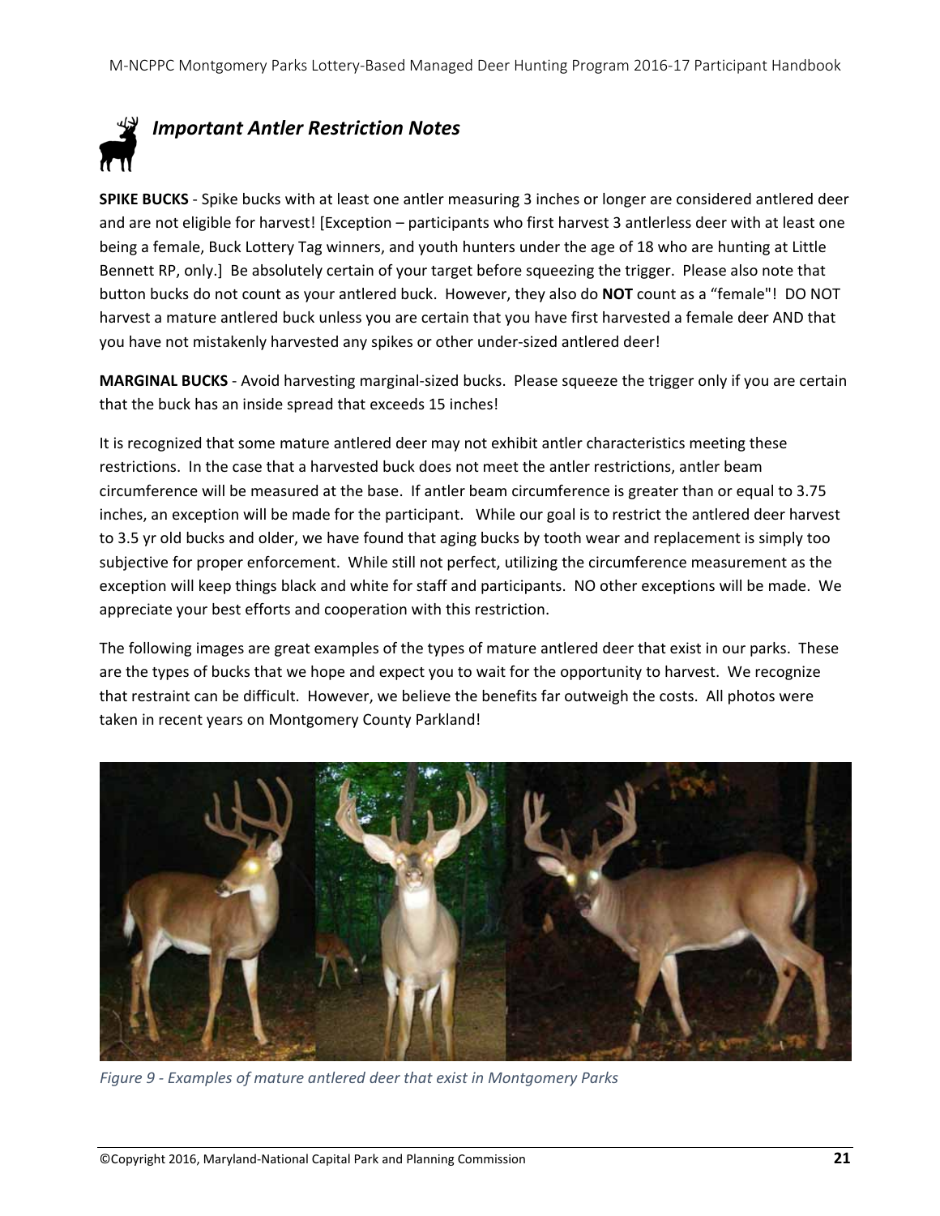## *Important Antler Restriction Notes*

**SPIKE BUCKS** - Spike bucks with at least one antler measuring 3 inches or longer are considered antlered deer and are not eligible for harvest! [Exception – participants who first harvest 3 antlerless deer with at least one being a female, Buck Lottery Tag winners, and youth hunters under the age of 18 who are hunting at Little Bennett RP, only.] Be absolutely certain of your target before squeezing the trigger. Please also note that button bucks do not count as your antlered buck. However, they also do **NOT** count as a "female"! DO NOT harvest a mature antlered buck unless you are certain that you have first harvested a female deer AND that you have not mistakenly harvested any spikes or other under-sized antlered deer!

**MARGINAL BUCKS** - Avoid harvesting marginal-sized bucks. Please squeeze the trigger only if you are certain that the buck has an inside spread that exceeds 15 inches!

It is recognized that some mature antlered deer may not exhibit antler characteristics meeting these restrictions. In the case that a harvested buck does not meet the antler restrictions, antler beam circumference will be measured at the base. If antler beam circumference is greater than or equal to 3.75 inches, an exception will be made for the participant. While our goal is to restrict the antlered deer harvest to 3.5 yr old bucks and older, we have found that aging bucks by tooth wear and replacement is simply too subjective for proper enforcement. While still not perfect, utilizing the circumference measurement as the exception will keep things black and white for staff and participants. NO other exceptions will be made. We appreciate your best efforts and cooperation with this restriction.

The following images are great examples of the types of mature antlered deer that exist in our parks. These are the types of bucks that we hope and expect you to wait for the opportunity to harvest. We recognize that restraint can be difficult. However, we believe the benefits far outweigh the costs. All photos were taken in recent years on Montgomery County Parkland!

*Figure 9 - Examples of mature antlered deer that exist in Montgomery Parks*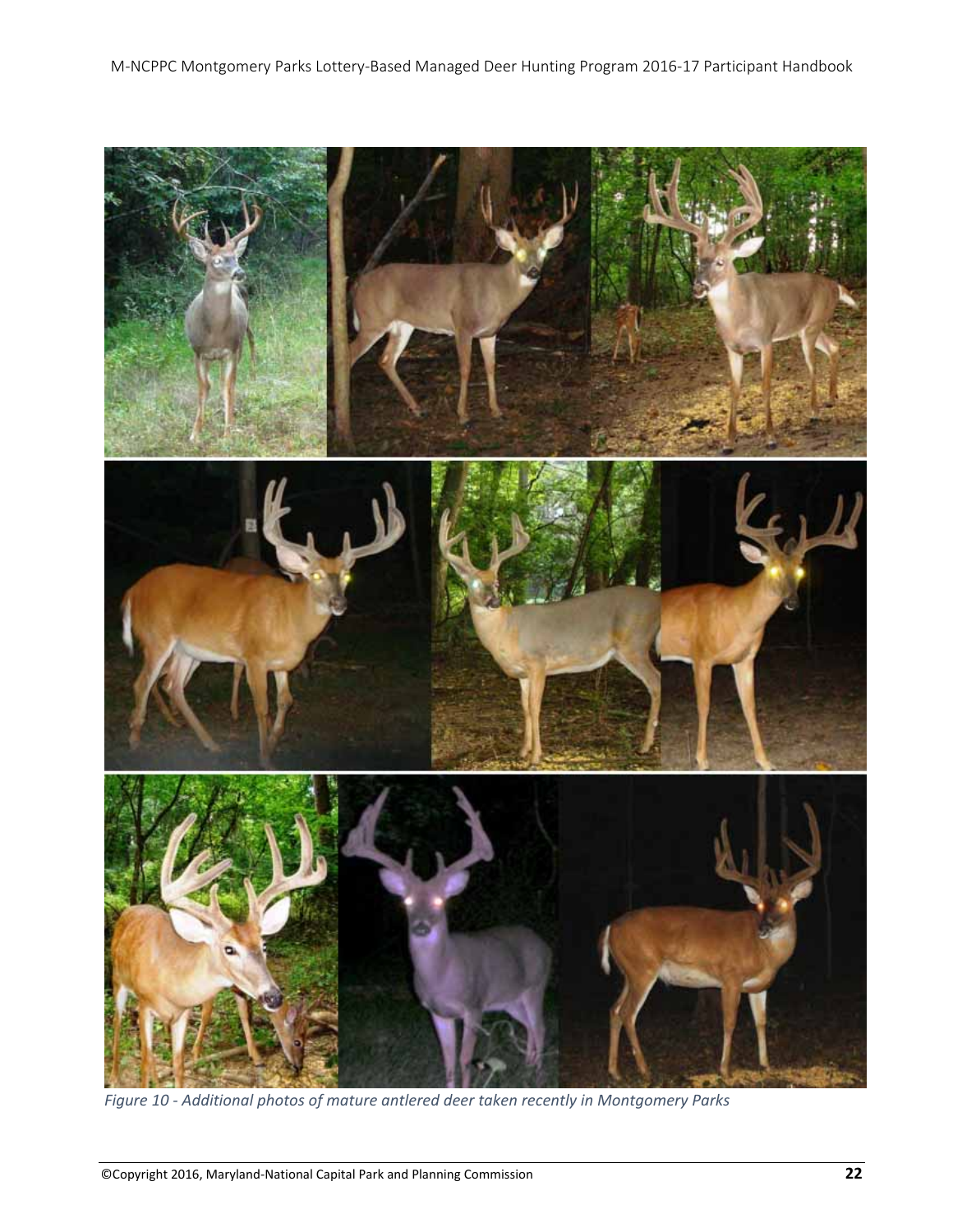*Figure 10 - Additional photos of mature antlered deer taken recently in Montgomery Parks*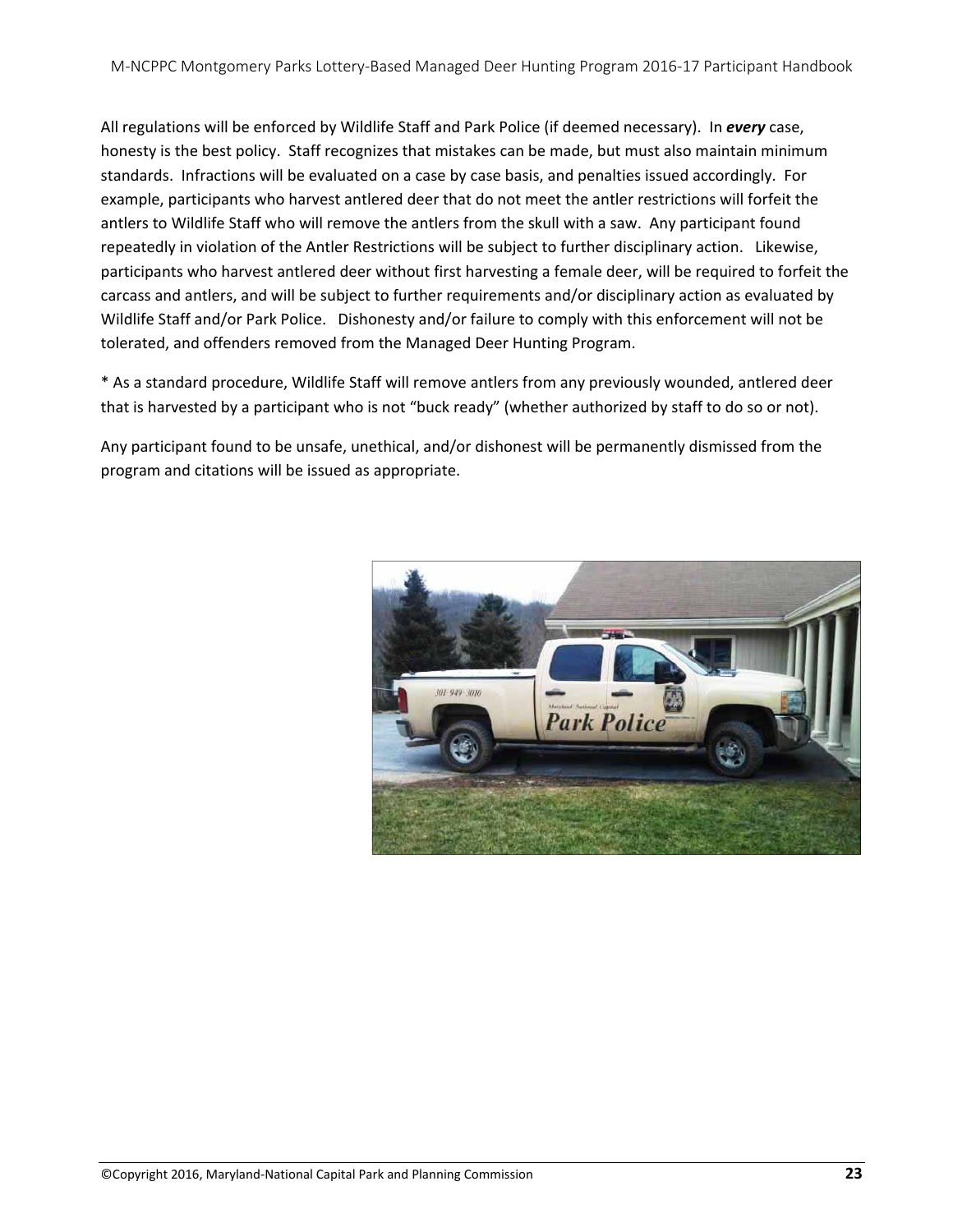All regulations will be enforced by Wildlife Staff and Park Police (if deemed necessary). In ***every*** case, honesty is the best policy. Staff recognizes that mistakes can be made, but must also maintain minimum standards. Infractions will be evaluated on a case by case basis, and penalties issued accordingly. For example, participants who harvest antlered deer that do not meet the antler restrictions will forfeit the antlers to Wildlife Staff who will remove the antlers from the skull with a saw. Any participant found repeatedly in violation of the Antler Restrictions will be subject to further disciplinary action. Likewise, participants who harvest antlered deer without first harvesting a female deer, will be required to forfeit the carcass and antlers, and will be subject to further requirements and/or disciplinary action as evaluated by Wildlife Staff and/or Park Police. Dishonesty and/or failure to comply with this enforcement will not be tolerated, and offenders removed from the Managed Deer Hunting Program.

* As a standard procedure, Wildlife Staff will remove antlers from any previously wounded, antlered deer that is harvested by a participant who is not "buck ready" (whether authorized by staff to do so or not).

Any participant found to be unsafe, unethical, and/or dishonest will be permanently dismissed from the program and citations will be issued as appropriate.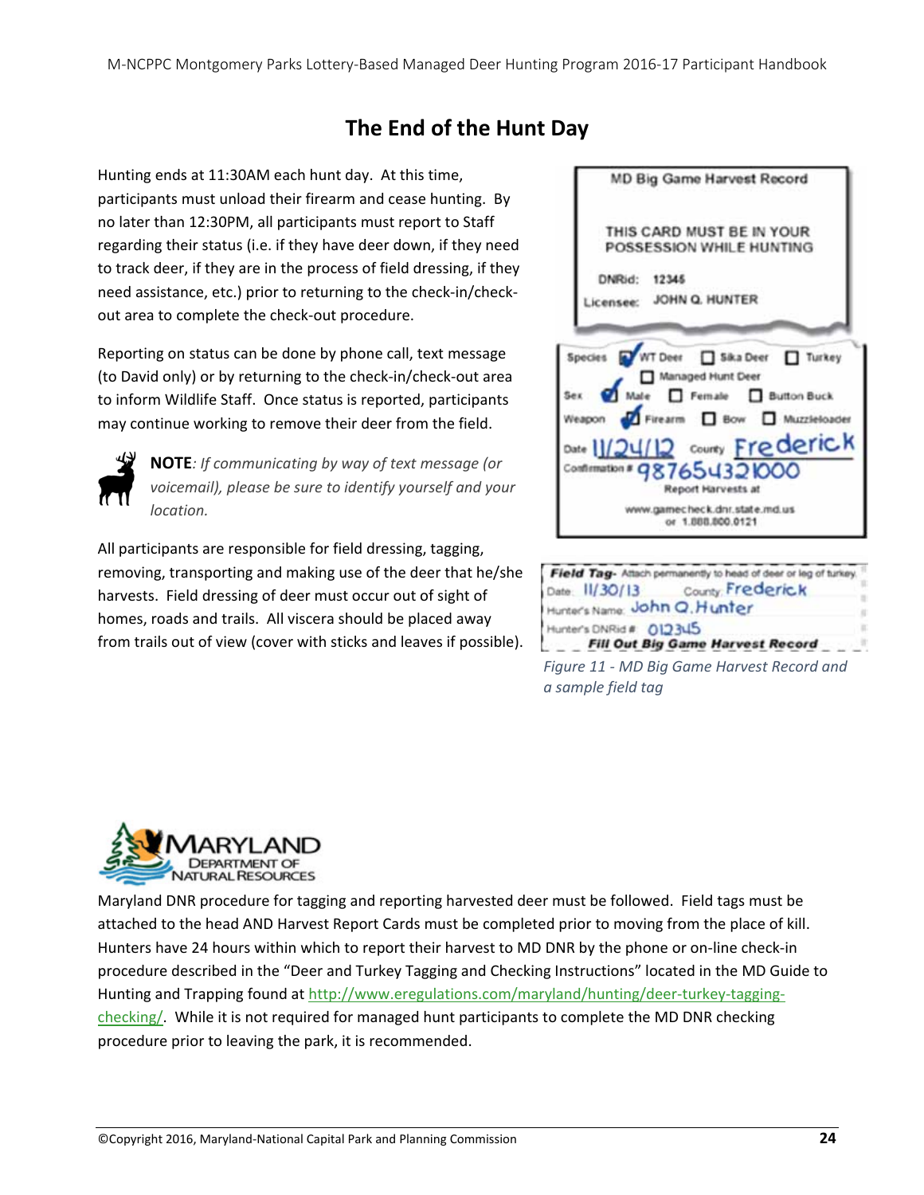# The End of the Hunt Day

Hunting ends at 11:30AM each hunt day. At this time, participants must unload their firearm and cease hunting. By no later than 12:30PM, all participants must report to Staff regarding their status (i.e. if they have deer down, if they need to track deer, if they are in the process of field dressing, if they need assistance, etc.) prior to returning to the check-in/check-out area to complete the check-out procedure.

Reporting on status can be done by phone call, text message (to David only) or by returning to the check-in/check-out area to inform Wildlife Staff. Once status is reported, participants may continue working to remove their deer from the field.

**NOTE**: *If communicating by way of text message (or voicemail), please be sure to identify yourself and your location.*

All participants are responsible for field dressing, tagging, removing, transporting and making use of the deer that he/she harvests. Field dressing of deer must occur out of sight of homes, roads and trails. All viscera should be placed away from trails out of view (cover with sticks and leaves if possible).

*Figure 11 - MD Big Game Harvest Record and a sample field tag*

Maryland DNR procedure for tagging and reporting harvested deer must be followed. Field tags must be attached to the head AND Harvest Report Cards must be completed prior to moving from the place of kill. Hunters have 24 hours within which to report their harvest to MD DNR by the phone or on-line check-in procedure described in the "Deer and Turkey Tagging and Checking Instructions" located in the MD Guide to Hunting and Trapping found at http://www.eregulations.com/maryland/hunting/deer-turkey-tagging-checking/. While it is not required for managed hunt participants to complete the MD DNR checking procedure prior to leaving the park, it is recommended.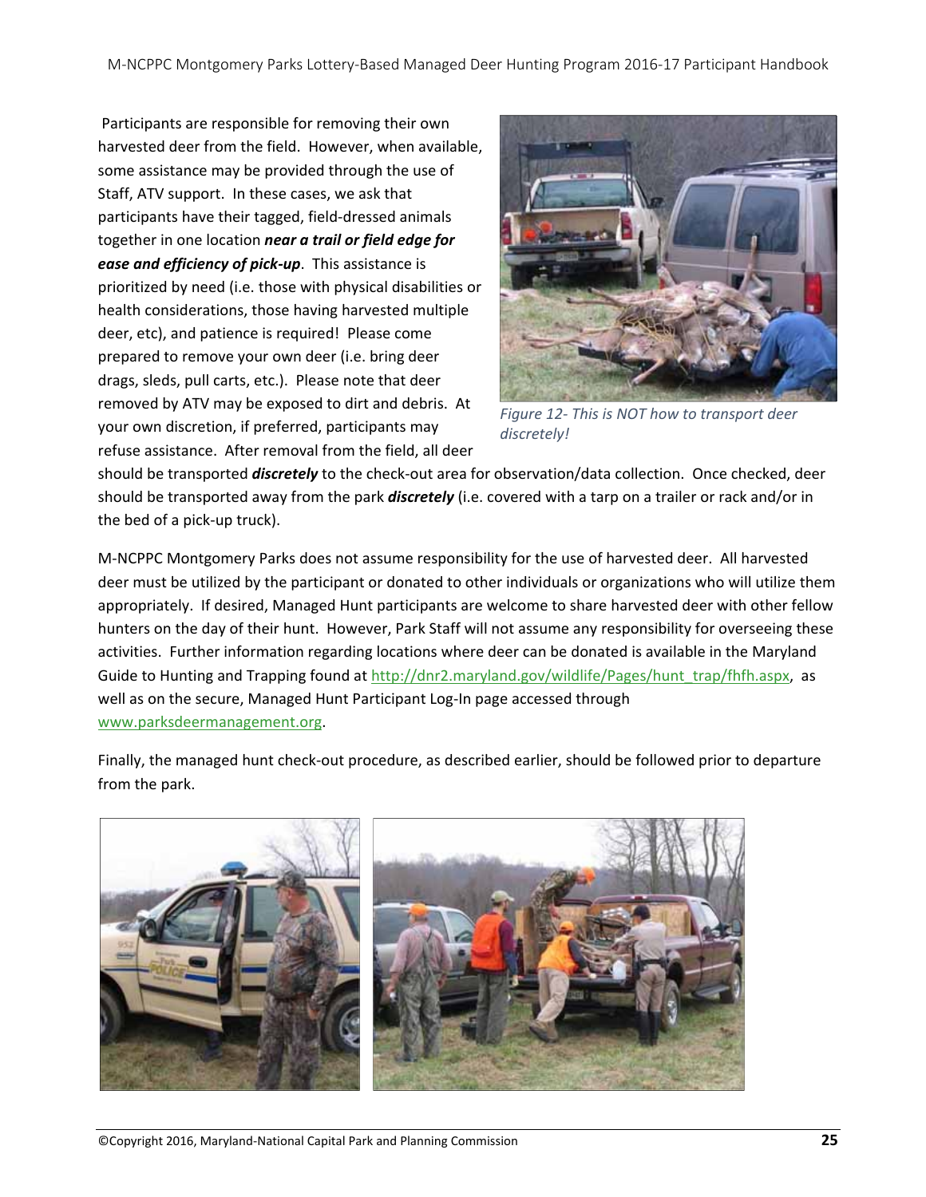Participants are responsible for removing their own harvested deer from the field. However, when available, some assistance may be provided through the use of Staff, ATV support. In these cases, we ask that participants have their tagged, field-dressed animals together in one location ***near a trail or field edge for ease and efficiency of pick-up***. This assistance is prioritized by need (i.e. those with physical disabilities or health considerations, those having harvested multiple deer, etc), and patience is required! Please come prepared to remove your own deer (i.e. bring deer drags, sleds, pull carts, etc.). Please note that deer removed by ATV may be exposed to dirt and debris. At your own discretion, if preferred, participants may refuse assistance. After removal from the field, all deer should be transported ***discretely*** to the check-out area for observation/data collection. Once checked, deer should be transported away from the park ***discretely*** (i.e. covered with a tarp on a trailer or rack and/or in the bed of a pick-up truck).

*Figure 12- This is NOT how to transport deer discretely!*

M-NCPPC Montgomery Parks does not assume responsibility for the use of harvested deer. All harvested deer must be utilized by the participant or donated to other individuals or organizations who will utilize them appropriately. If desired, Managed Hunt participants are welcome to share harvested deer with other fellow hunters on the day of their hunt. However, Park Staff will not assume any responsibility for overseeing these activities. Further information regarding locations where deer can be donated is available in the Maryland Guide to Hunting and Trapping found at http://dnr2.maryland.gov/wildlife/Pages/hunt_trap/fhfh.aspx, as well as on the secure, Managed Hunt Participant Log-In page accessed through www.parksdeermanagement.org.

Finally, the managed hunt check-out procedure, as described earlier, should be followed prior to departure from the park.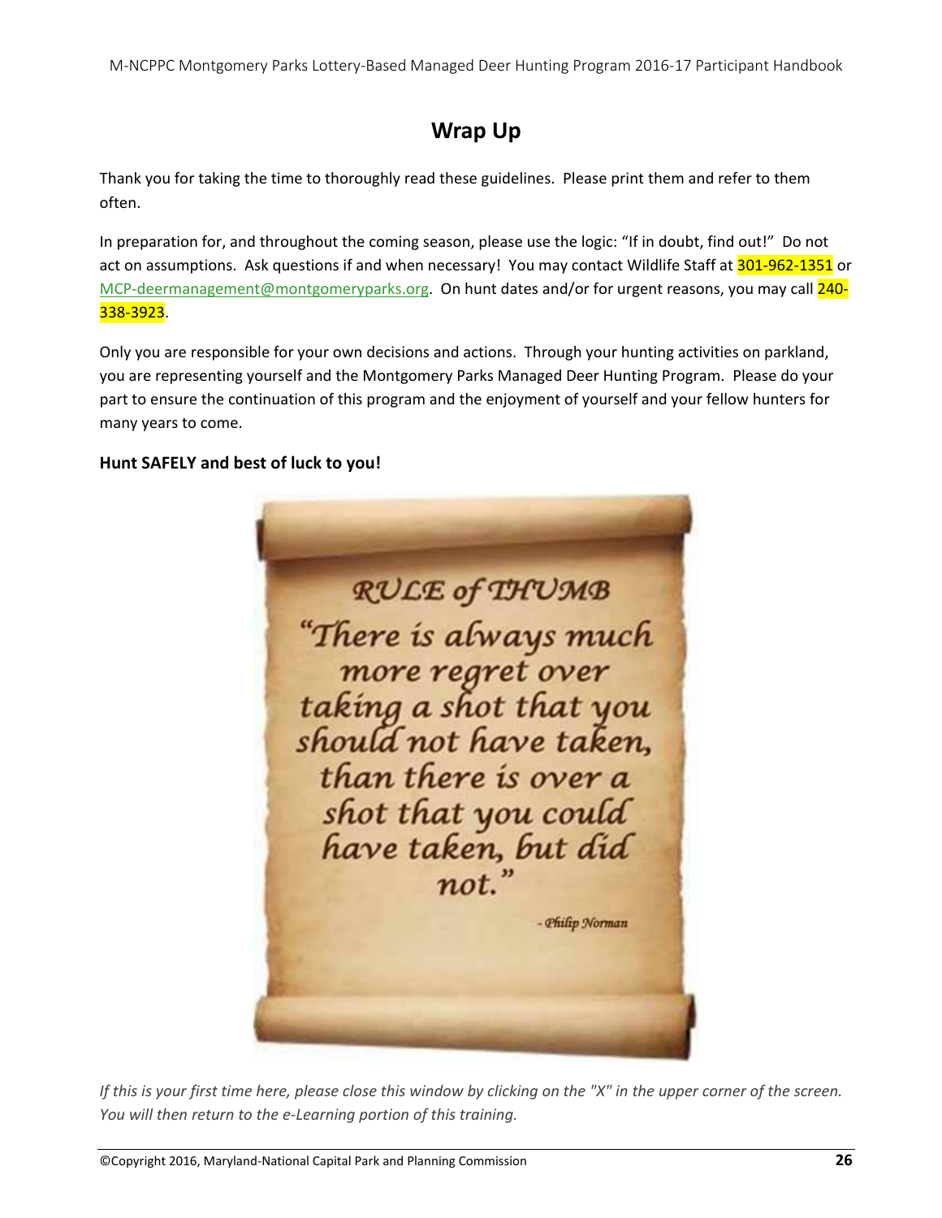## Wrap Up

Thank you for taking the time to thoroughly read these guidelines. Please print them and refer to them often.

In preparation for, and throughout the coming season, please use the logic: "If in doubt, find out!" Do not act on assumptions. Ask questions if and when necessary! You may contact Wildlife Staff at 301-962-1351 or MCP-deermanagement@montgomeryparks.org. On hunt dates and/or for urgent reasons, you may call 240-338-3923.

Only you are responsible for your own decisions and actions. Through your hunting activities on parkland, you are representing yourself and the Montgomery Parks Managed Deer Hunting Program. Please do your part to ensure the continuation of this program and the enjoyment of yourself and your fellow hunters for many years to come.

**Hunt SAFELY and best of luck to you!**

RULE of THUMB

"There is always much more regret over taking a shot that you should not have taken, than there is over a shot that you could have taken, but did not."

- Philip Norman

*If this is your first time here, please close this window by clicking on the "X" in the upper corner of the screen. You will then return to the e-Learning portion of this training.*

©Copyright 2016, Maryland-National Capital Park and Planning Commission